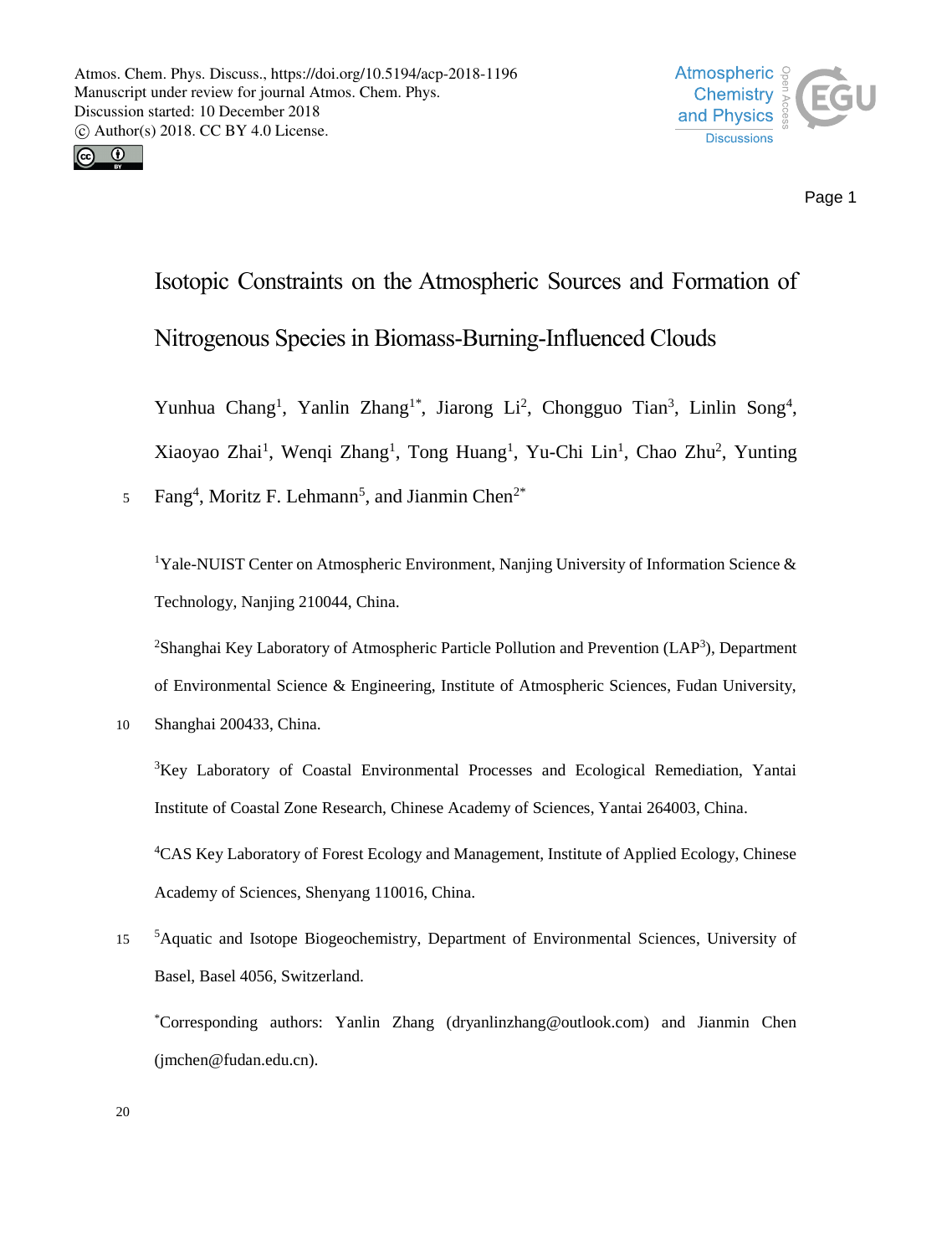# Isotopic Constraints on the Atmospheric Sources and Formation of Nitrogenous Species in Biomass-Burning-Influenced Clouds

Yunhua Chang[1], Yanlin Zhang[1*], Jiarong Li[2], Chongguo Tian[3], Linlin Song[4], Xiaoyao Zhai[1], Wenqi Zhang[1], Tong Huang[1], Yu-Chi Lin[1], Chao Zhu[2], Yunting Fang[4], Moritz F. Lehmann[5], and Jianmin Chen[2*]

[1]Yale-NUIST Center on Atmospheric Environment, Nanjing University of Information Science & Technology, Nanjing 210044, China.

[2]Shanghai Key Laboratory of Atmospheric Particle Pollution and Prevention (LAP[3]), Department of Environmental Science & Engineering, Institute of Atmospheric Sciences, Fudan University, Shanghai 200433, China.

[3]Key Laboratory of Coastal Environmental Processes and Ecological Remediation, Yantai Institute of Coastal Zone Research, Chinese Academy of Sciences, Yantai 264003, China.

[4]CAS Key Laboratory of Forest Ecology and Management, Institute of Applied Ecology, Chinese Academy of Sciences, Shenyang 110016, China.

[5]Aquatic and Isotope Biogeochemistry, Department of Environmental Sciences, University of Basel, Basel 4056, Switzerland.

[*]Corresponding authors: Yanlin Zhang (dryanlinzhang@outlook.com) and Jianmin Chen (jmchen@fudan.edu.cn).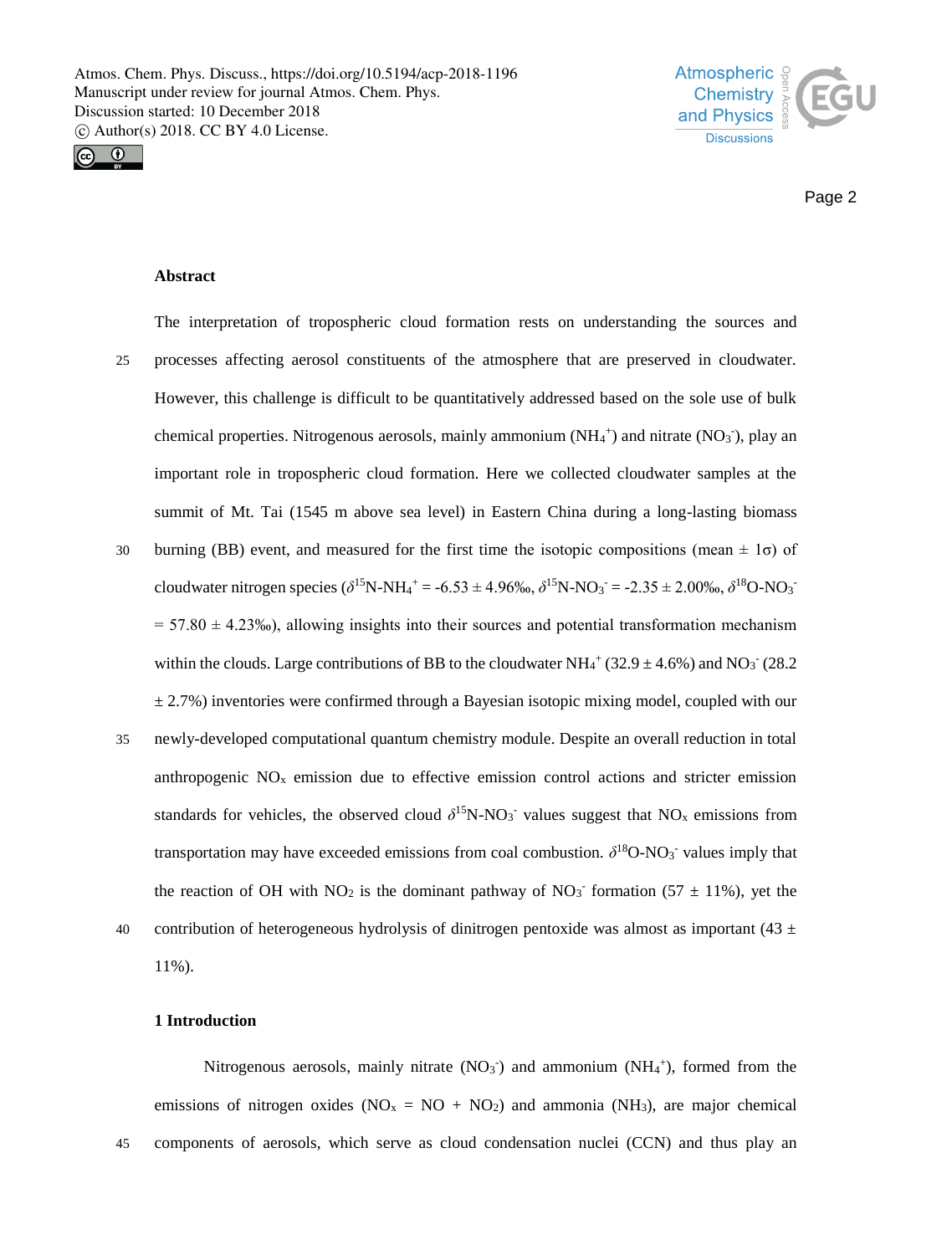## Abstract

The interpretation of tropospheric cloud formation rests on understanding the sources and processes affecting aerosol constituents of the atmosphere that are preserved in cloudwater. However, this challenge is difficult to be quantitatively addressed based on the sole use of bulk chemical properties. Nitrogenous aerosols, mainly ammonium ($NH_4^+$) and nitrate ($NO_3^-$), play an important role in tropospheric cloud formation. Here we collected cloudwater samples at the summit of Mt. Tai (1545 m above sea level) in Eastern China during a long-lasting biomass burning (BB) event, and measured for the first time the isotopic compositions (mean ± 1σ) of cloudwater nitrogen species ($\delta^{15}$N-$NH_4^+$ = -6.53 ± 4.96‰, $\delta^{15}$N-$NO_3^-$ = -2.35 ± 2.00‰, $\delta^{18}$O-$NO_3^-$ = 57.80 ± 4.23‰), allowing insights into their sources and potential transformation mechanism within the clouds. Large contributions of BB to the cloudwater $NH_4^+$ (32.9 ± 4.6%) and $NO_3^-$ (28.2 ± 2.7%) inventories were confirmed through a Bayesian isotopic mixing model, coupled with our newly-developed computational quantum chemistry module. Despite an overall reduction in total anthropogenic $NO_x$ emission due to effective emission control actions and stricter emission standards for vehicles, the observed cloud $\delta^{15}$N-$NO_3^-$ values suggest that $NO_x$ emissions from transportation may have exceeded emissions from coal combustion. $\delta^{18}$O-$NO_3^-$ values imply that the reaction of OH with $NO_2$ is the dominant pathway of $NO_3^-$ formation (57 ± 11%), yet the contribution of heterogeneous hydrolysis of dinitrogen pentoxide was almost as important (43 ± 11%).

## 1 Introduction

Nitrogenous aerosols, mainly nitrate ($NO_3^-$) and ammonium ($NH_4^+$), formed from the emissions of nitrogen oxides ($NO_x$ = NO + $NO_2$) and ammonia ($NH_3$), are major chemical components of aerosols, which serve as cloud condensation nuclei (CCN) and thus play an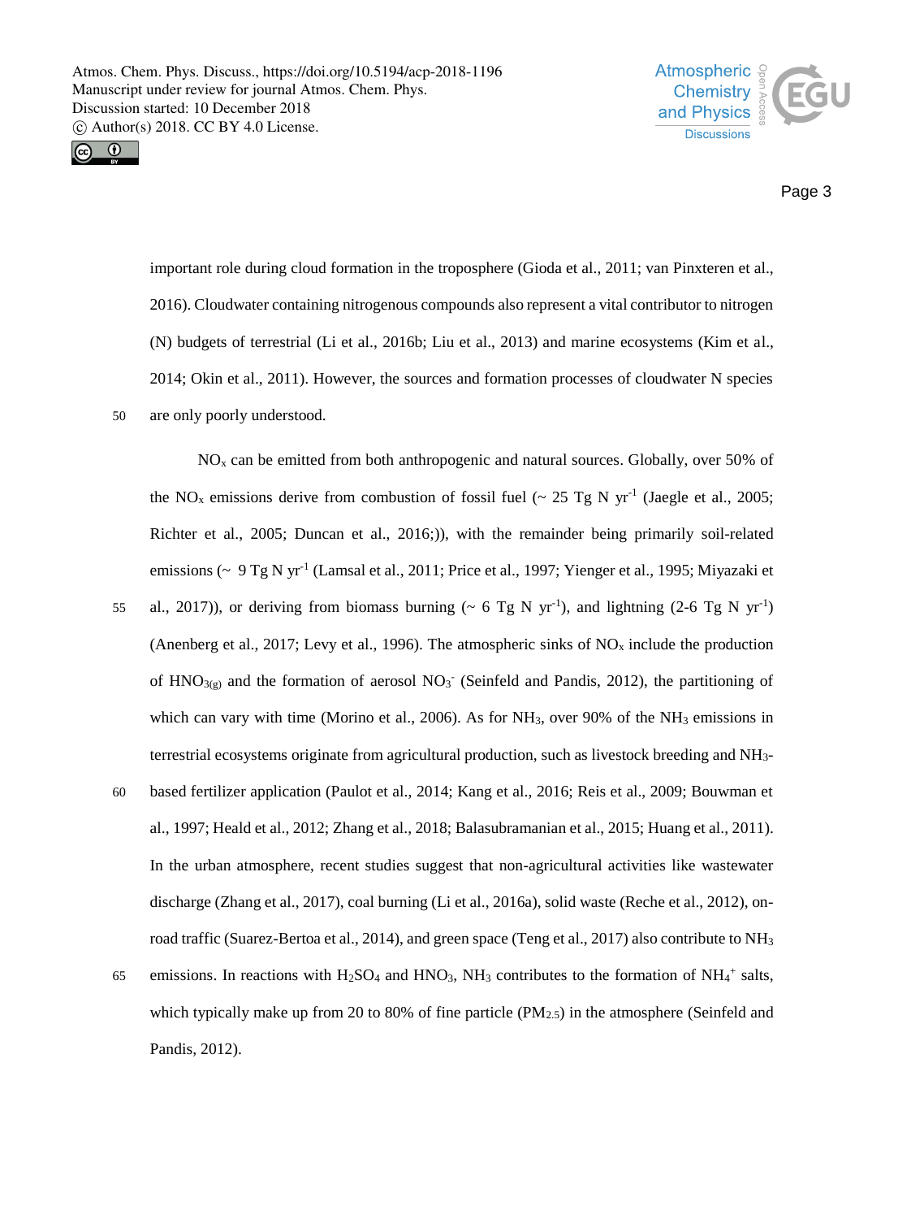important role during cloud formation in the troposphere (Gioda et al., 2011; van Pinxteren et al., 2016). Cloudwater containing nitrogenous compounds also represent a vital contributor to nitrogen (N) budgets of terrestrial (Li et al., 2016b; Liu et al., 2013) and marine ecosystems (Kim et al., 2014; Okin et al., 2011). However, the sources and formation processes of cloudwater N species are only poorly understood.

$NO_x$ can be emitted from both anthropogenic and natural sources. Globally, over 50% of the $NO_x$ emissions derive from combustion of fossil fuel (~ 25 Tg N $yr^{-1}$ (Jaegle et al., 2005; Richter et al., 2005; Duncan et al., 2016;)), with the remainder being primarily soil-related emissions (~ 9 Tg N $yr^{-1}$ (Lamsal et al., 2011; Price et al., 1997; Yienger et al., 1995; Miyazaki et al., 2017)), or deriving from biomass burning (~ 6 Tg N $yr^{-1}$), and lightning (2-6 Tg N $yr^{-1}$) (Anenberg et al., 2017; Levy et al., 1996). The atmospheric sinks of $NO_x$ include the production of $HNO_{3(g)}$ and the formation of aerosol $NO_3^-$ (Seinfeld and Pandis, 2012), the partitioning of which can vary with time (Morino et al., 2006). As for $NH_3$, over 90% of the $NH_3$ emissions in terrestrial ecosystems originate from agricultural production, such as livestock breeding and $NH_3$-based fertilizer application (Paulot et al., 2014; Kang et al., 2016; Reis et al., 2009; Bouwman et al., 1997; Heald et al., 2012; Zhang et al., 2018; Balasubramanian et al., 2015; Huang et al., 2011). In the urban atmosphere, recent studies suggest that non-agricultural activities like wastewater discharge (Zhang et al., 2017), coal burning (Li et al., 2016a), solid waste (Reche et al., 2012), on-road traffic (Suarez-Bertoa et al., 2014), and green space (Teng et al., 2017) also contribute to $NH_3$ emissions. In reactions with $H_2SO_4$ and $HNO_3$, $NH_3$ contributes to the formation of $NH_4^+$ salts, which typically make up from 20 to 80% of fine particle ($PM_{2.5}$) in the atmosphere (Seinfeld and Pandis, 2012).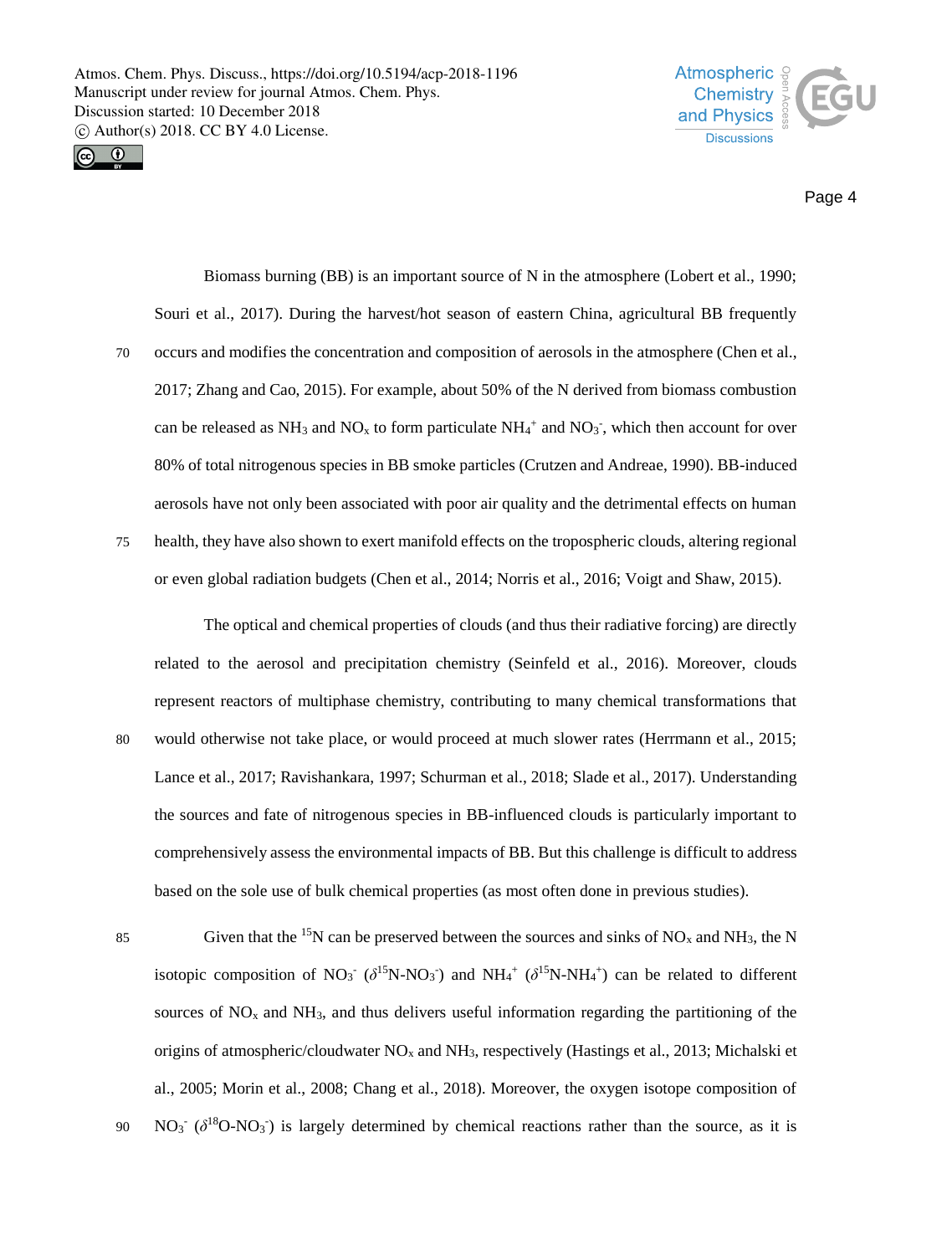Biomass burning (BB) is an important source of N in the atmosphere (Lobert et al., 1990; Souri et al., 2017). During the harvest/hot season of eastern China, agricultural BB frequently occurs and modifies the concentration and composition of aerosols in the atmosphere (Chen et al., 2017; Zhang and Cao, 2015). For example, about 50% of the N derived from biomass combustion can be released as $NH_3$ and $NO_x$ to form particulate $NH_4^+$ and $NO_3^-$, which then account for over 80% of total nitrogenous species in BB smoke particles (Crutzen and Andreae, 1990). BB-induced aerosols have not only been associated with poor air quality and the detrimental effects on human health, they have also shown to exert manifold effects on the tropospheric clouds, altering regional or even global radiation budgets (Chen et al., 2014; Norris et al., 2016; Voigt and Shaw, 2015).

The optical and chemical properties of clouds (and thus their radiative forcing) are directly related to the aerosol and precipitation chemistry (Seinfeld et al., 2016). Moreover, clouds represent reactors of multiphase chemistry, contributing to many chemical transformations that would otherwise not take place, or would proceed at much slower rates (Herrmann et al., 2015; Lance et al., 2017; Ravishankara, 1997; Schurman et al., 2018; Slade et al., 2017). Understanding the sources and fate of nitrogenous species in BB-influenced clouds is particularly important to comprehensively assess the environmental impacts of BB. But this challenge is difficult to address based on the sole use of bulk chemical properties (as most often done in previous studies).

Given that the $^{15}N$ can be preserved between the sources and sinks of $NO_x$ and $NH_3$, the N isotopic composition of $NO_3^-$ ($\delta^{15}N$-$NO_3^-$) and $NH_4^+$ ($\delta^{15}N$-$NH_4^+$) can be related to different sources of $NO_x$ and $NH_3$, and thus delivers useful information regarding the partitioning of the origins of atmospheric/cloudwater $NO_x$ and $NH_3$, respectively (Hastings et al., 2013; Michalski et al., 2005; Morin et al., 2008; Chang et al., 2018). Moreover, the oxygen isotope composition of $NO_3^-$ ($\delta^{18}O$-$NO_3^-$) is largely determined by chemical reactions rather than the source, as it is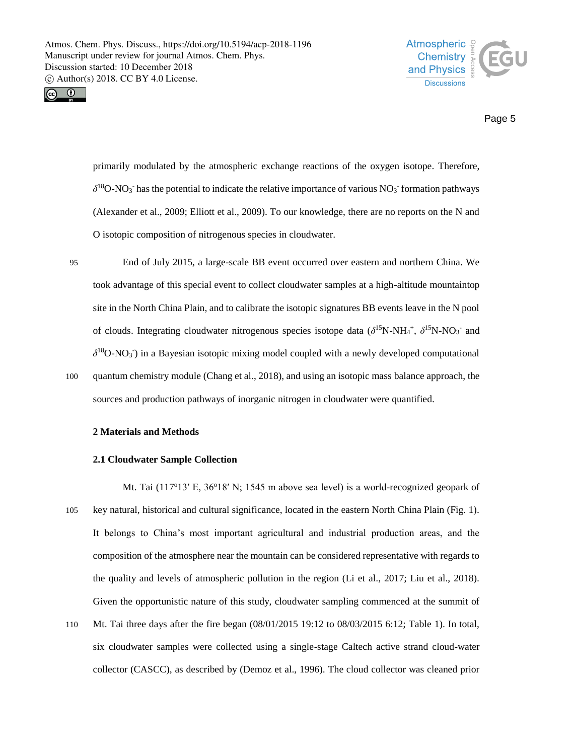primarily modulated by the atmospheric exchange reactions of the oxygen isotope. Therefore, $\delta^{18}O\text{-}NO_3^-$ has the potential to indicate the relative importance of various $NO_3^-$ formation pathways (Alexander et al., 2009; Elliott et al., 2009). To our knowledge, there are no reports on the N and O isotopic composition of nitrogenous species in cloudwater.

End of July 2015, a large-scale BB event occurred over eastern and northern China. We took advantage of this special event to collect cloudwater samples at a high-altitude mountaintop site in the North China Plain, and to calibrate the isotopic signatures BB events leave in the N pool of clouds. Integrating cloudwater nitrogenous species isotope data ($\delta^{15}N\text{-}NH_4^+$, $\delta^{15}N\text{-}NO_3^-$ and $\delta^{18}O\text{-}NO_3^-$) in a Bayesian isotopic mixing model coupled with a newly developed computational quantum chemistry module (Chang et al., 2018), and using an isotopic mass balance approach, the sources and production pathways of inorganic nitrogen in cloudwater were quantified.

## 2 Materials and Methods

### 2.1 Cloudwater Sample Collection

Mt. Tai (117°13′ E, 36°18′ N; 1545 m above sea level) is a world-recognized geopark of key natural, historical and cultural significance, located in the eastern North China Plain (Fig. 1). It belongs to China's most important agricultural and industrial production areas, and the composition of the atmosphere near the mountain can be considered representative with regards to the quality and levels of atmospheric pollution in the region (Li et al., 2017; Liu et al., 2018). Given the opportunistic nature of this study, cloudwater sampling commenced at the summit of Mt. Tai three days after the fire began (08/01/2015 19:12 to 08/03/2015 6:12; Table 1). In total, six cloudwater samples were collected using a single-stage Caltech active strand cloud-water collector (CASCC), as described by (Demoz et al., 1996). The cloud collector was cleaned prior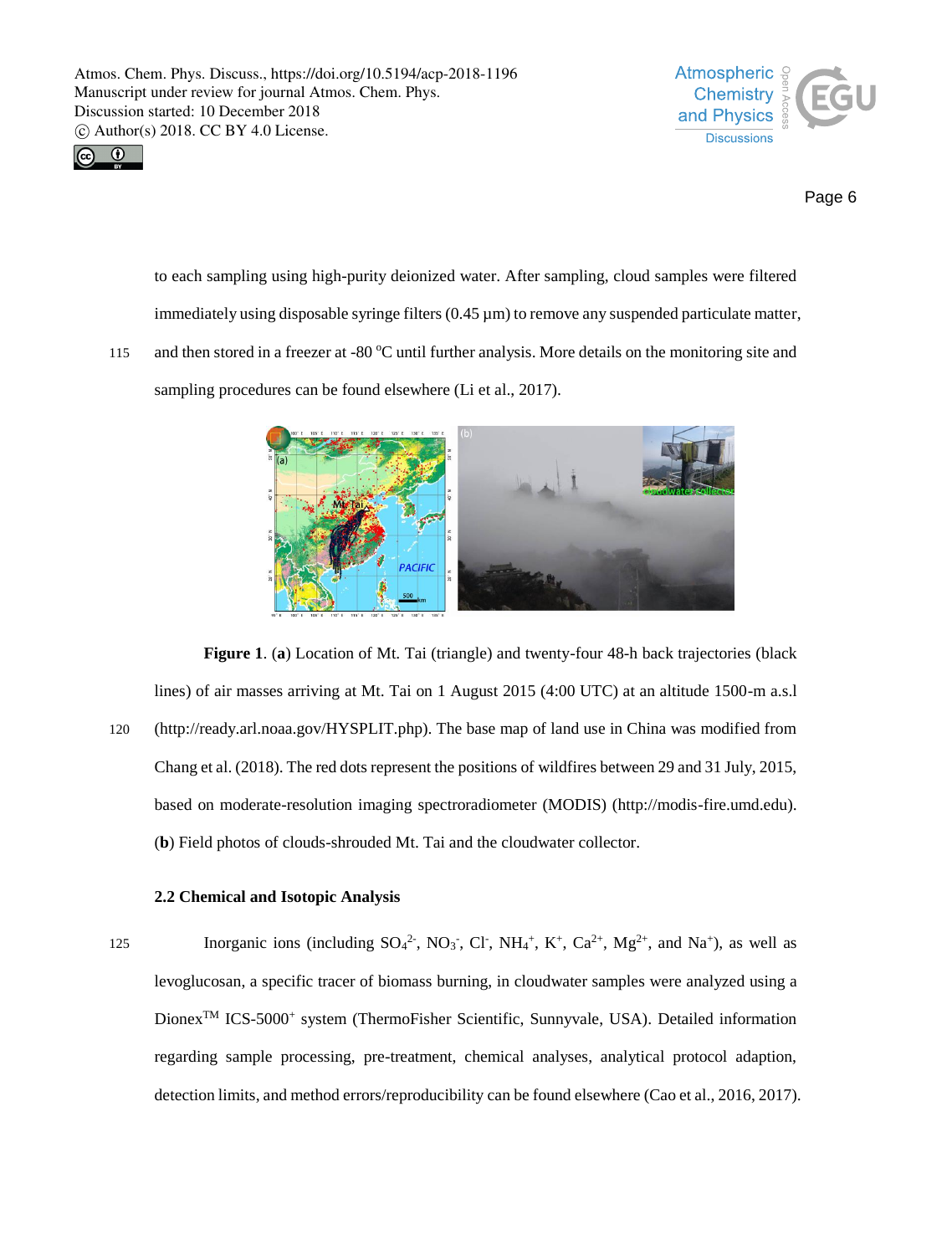to each sampling using high-purity deionized water. After sampling, cloud samples were filtered immediately using disposable syringe filters (0.45 µm) to remove any suspended particulate matter, and then stored in a freezer at -80 °C until further analysis. More details on the monitoring site and sampling procedures can be found elsewhere (Li et al., 2017).

**Figure 1**. (**a**) Location of Mt. Tai (triangle) and twenty-four 48-h back trajectories (black lines) of air masses arriving at Mt. Tai on 1 August 2015 (4:00 UTC) at an altitude 1500-m a.s.l (http://ready.arl.noaa.gov/HYSPLIT.php). The base map of land use in China was modified from Chang et al. (2018). The red dots represent the positions of wildfires between 29 and 31 July, 2015, based on moderate-resolution imaging spectroradiometer (MODIS) (http://modis-fire.umd.edu). (**b**) Field photos of clouds-shrouded Mt. Tai and the cloudwater collector.

### 2.2 Chemical and Isotopic Analysis

Inorganic ions (including $SO_4^{2-}$, $NO_3^-$, $Cl^-$, $NH_4^+$, $K^+$, $Ca^{2+}$, $Mg^{2+}$, and $Na^+$), as well as levoglucosan, a specific tracer of biomass burning, in cloudwater samples were analyzed using a Dionex™ ICS-5000$^+$ system (ThermoFisher Scientific, Sunnyvale, USA). Detailed information regarding sample processing, pre-treatment, chemical analyses, analytical protocol adaption, detection limits, and method errors/reproducibility can be found elsewhere (Cao et al., 2016, 2017).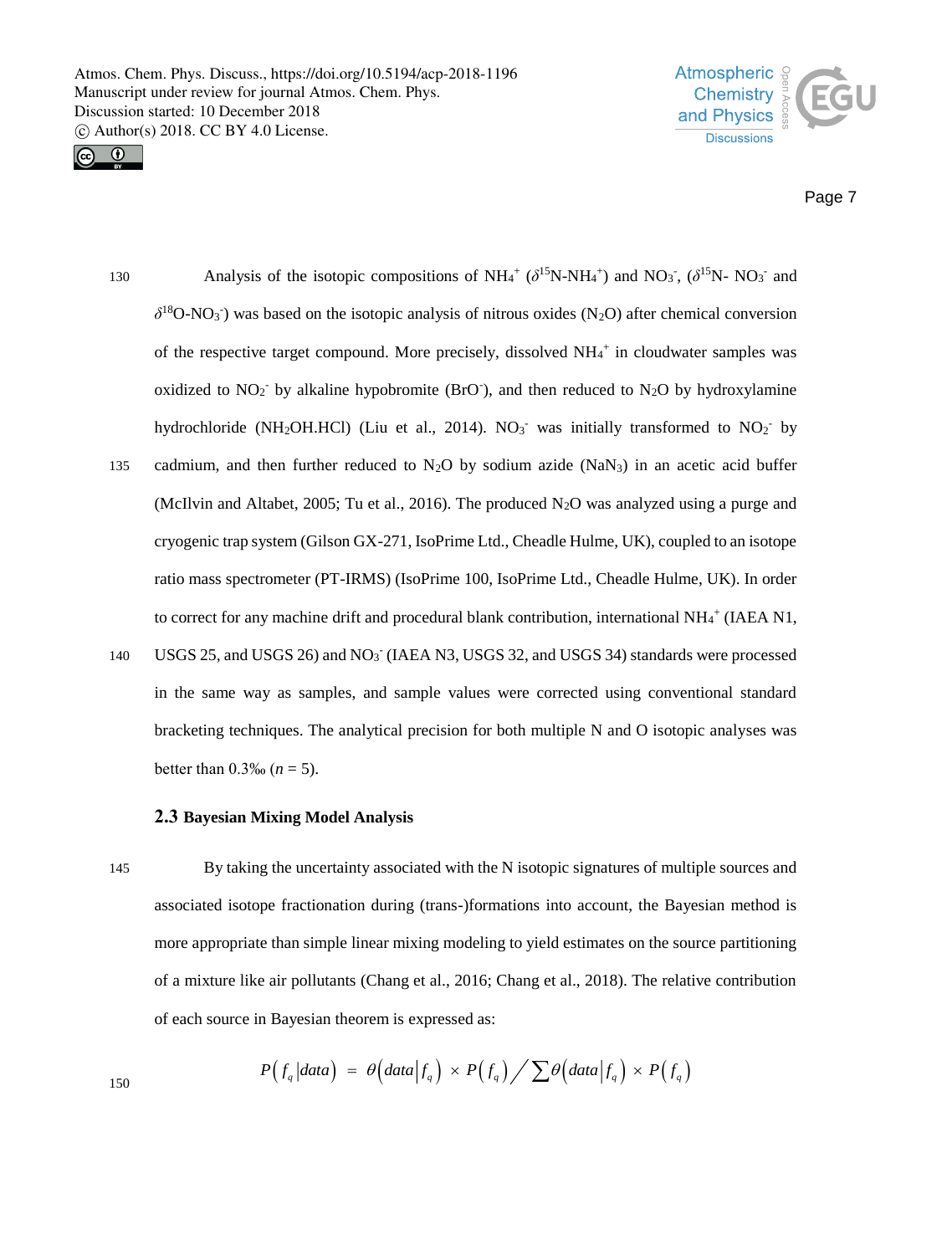Analysis of the isotopic compositions of $NH_4^+$ ($\delta^{15}N$-$NH_4^+$) and $NO_3^-$, ($\delta^{15}N$- $NO_3^-$ and $\delta^{18}O$-$NO_3^-$) was based on the isotopic analysis of nitrous oxides ($N_2O$) after chemical conversion of the respective target compound. More precisely, dissolved $NH_4^+$ in cloudwater samples was oxidized to $NO_2^-$ by alkaline hypobromite ($BrO^-$), and then reduced to $N_2O$ by hydroxylamine hydrochloride ($NH_2OH.HCl$) (Liu et al., 2014). $NO_3^-$ was initially transformed to $NO_2^-$ by cadmium, and then further reduced to $N_2O$ by sodium azide ($NaN_3$) in an acetic acid buffer (McIlvin and Altabet, 2005; Tu et al., 2016). The produced $N_2O$ was analyzed using a purge and cryogenic trap system (Gilson GX-271, IsoPrime Ltd., Cheadle Hulme, UK), coupled to an isotope ratio mass spectrometer (PT-IRMS) (IsoPrime 100, IsoPrime Ltd., Cheadle Hulme, UK). In order to correct for any machine drift and procedural blank contribution, international $NH_4^+$ (IAEA N1, USGS 25, and USGS 26) and $NO_3^-$ (IAEA N3, USGS 32, and USGS 34) standards were processed in the same way as samples, and sample values were corrected using conventional standard bracketing techniques. The analytical precision for both multiple N and O isotopic analyses was better than 0.3‰ ($n$ = 5).

## 2.3 Bayesian Mixing Model Analysis

By taking the uncertainty associated with the N isotopic signatures of multiple sources and associated isotope fractionation during (trans-)formations into account, the Bayesian method is more appropriate than simple linear mixing modeling to yield estimates on the source partitioning of a mixture like air pollutants (Chang et al., 2016; Chang et al., 2018). The relative contribution of each source in Bayesian theorem is expressed as:

$$P\left(f_q \middle| data\right) = \theta\left(data \middle| f_q\right) \times P\left(f_q\right) \Big/ \sum \theta\left(data \middle| f_q\right) \times P\left(f_q\right)$$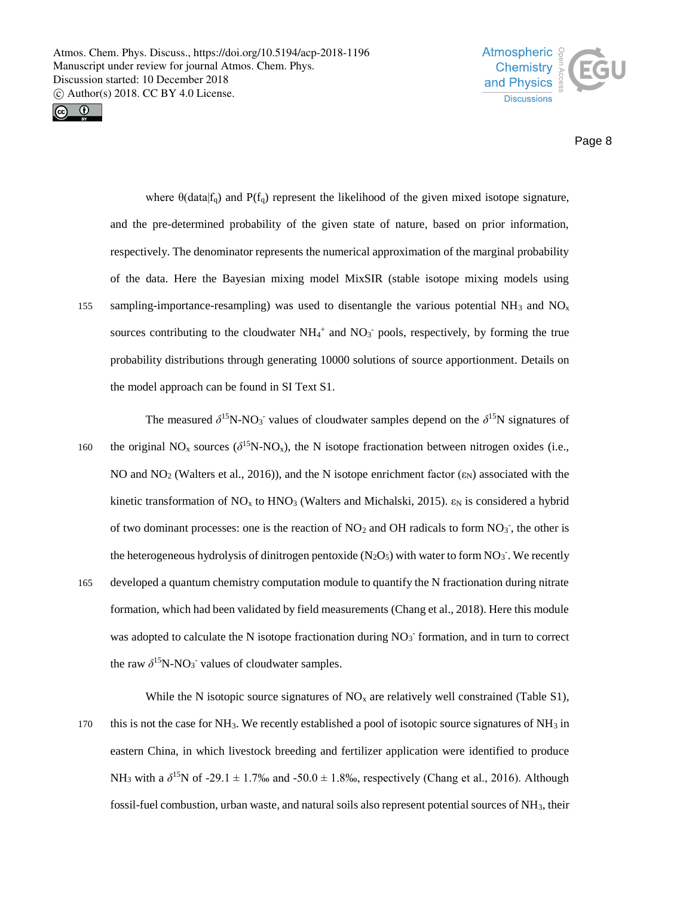where $\theta(\text{data}|f_q)$ and $P(f_q)$ represent the likelihood of the given mixed isotope signature, and the pre-determined probability of the given state of nature, based on prior information, respectively. The denominator represents the numerical approximation of the marginal probability of the data. Here the Bayesian mixing model MixSIR (stable isotope mixing models using sampling-importance-resampling) was used to disentangle the various potential $NH_3$ and $NO_x$ sources contributing to the cloudwater $NH_4^+$ and $NO_3^-$ pools, respectively, by forming the true probability distributions through generating 10000 solutions of source apportionment. Details on the model approach can be found in SI Text S1.

The measured $\delta^{15}$N-$NO_3^-$ values of cloudwater samples depend on the $\delta^{15}$N signatures of the original $NO_x$ sources ($\delta^{15}$N-$NO_x$), the N isotope fractionation between nitrogen oxides (i.e., NO and $NO_2$ (Walters et al., 2016)), and the N isotope enrichment factor ($\varepsilon_N$) associated with the kinetic transformation of $NO_x$ to $HNO_3$ (Walters and Michalski, 2015). $\varepsilon_N$ is considered a hybrid of two dominant processes: one is the reaction of $NO_2$ and OH radicals to form $NO_3^-$, the other is the heterogeneous hydrolysis of dinitrogen pentoxide ($N_2O_5$) with water to form $NO_3^-$. We recently developed a quantum chemistry computation module to quantify the N fractionation during nitrate formation, which had been validated by field measurements (Chang et al., 2018). Here this module was adopted to calculate the N isotope fractionation during $NO_3^-$ formation, and in turn to correct the raw $\delta^{15}$N-$NO_3^-$ values of cloudwater samples.

While the N isotopic source signatures of $NO_x$ are relatively well constrained (Table S1), this is not the case for $NH_3$. We recently established a pool of isotopic source signatures of $NH_3$ in eastern China, in which livestock breeding and fertilizer application were identified to produce $NH_3$ with a $\delta^{15}$N of -29.1 ± 1.7‰ and -50.0 ± 1.8‰, respectively (Chang et al., 2016). Although fossil-fuel combustion, urban waste, and natural soils also represent potential sources of $NH_3$, their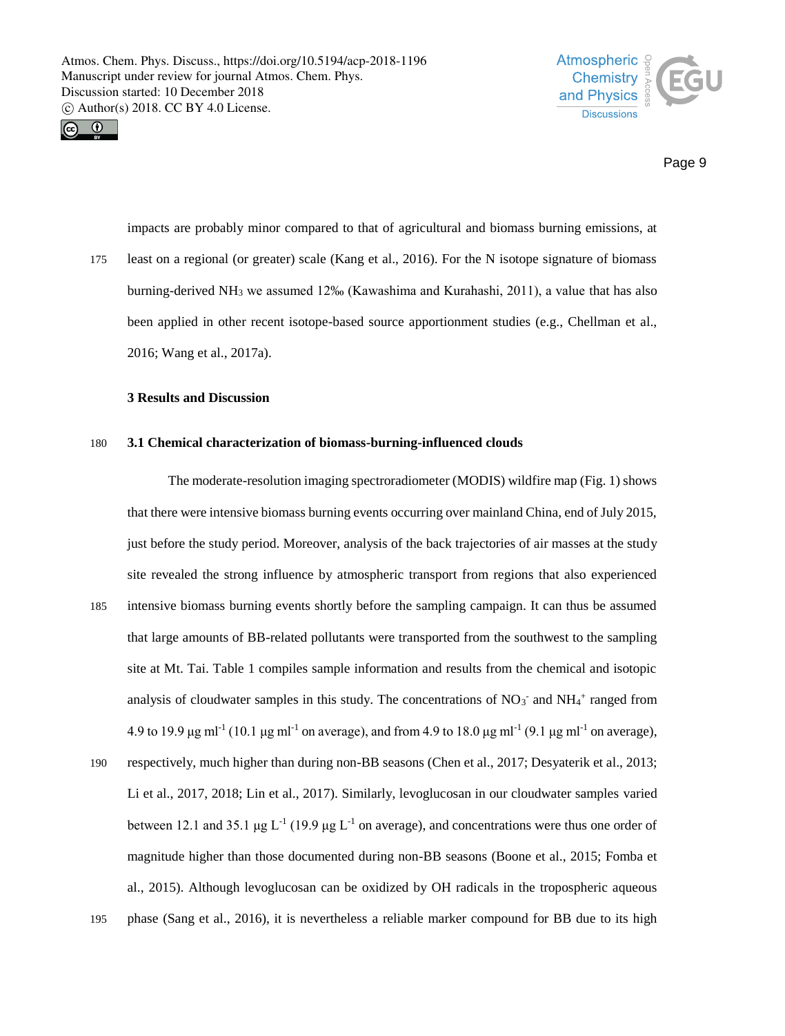impacts are probably minor compared to that of agricultural and biomass burning emissions, at least on a regional (or greater) scale (Kang et al., 2016). For the N isotope signature of biomass burning-derived $NH_3$ we assumed 12‰ (Kawashima and Kurahashi, 2011), a value that has also been applied in other recent isotope-based source apportionment studies (e.g., Chellman et al., 2016; Wang et al., 2017a).

## 3 Results and Discussion

### 3.1 Chemical characterization of biomass-burning-influenced clouds

The moderate-resolution imaging spectroradiometer (MODIS) wildfire map (Fig. 1) shows that there were intensive biomass burning events occurring over mainland China, end of July 2015, just before the study period. Moreover, analysis of the back trajectories of air masses at the study site revealed the strong influence by atmospheric transport from regions that also experienced intensive biomass burning events shortly before the sampling campaign. It can thus be assumed that large amounts of BB-related pollutants were transported from the southwest to the sampling site at Mt. Tai. Table 1 compiles sample information and results from the chemical and isotopic analysis of cloudwater samples in this study. The concentrations of $NO_3^-$ and $NH_4^+$ ranged from 4.9 to 19.9 μg $ml^{-1}$ (10.1 μg $ml^{-1}$ on average), and from 4.9 to 18.0 μg $ml^{-1}$ (9.1 μg $ml^{-1}$ on average), respectively, much higher than during non-BB seasons (Chen et al., 2017; Desyaterik et al., 2013; Li et al., 2017, 2018; Lin et al., 2017). Similarly, levoglucosan in our cloudwater samples varied between 12.1 and 35.1 μg $L^{-1}$ (19.9 μg $L^{-1}$ on average), and concentrations were thus one order of magnitude higher than those documented during non-BB seasons (Boone et al., 2015; Fomba et al., 2015). Although levoglucosan can be oxidized by OH radicals in the tropospheric aqueous phase (Sang et al., 2016), it is nevertheless a reliable marker compound for BB due to its high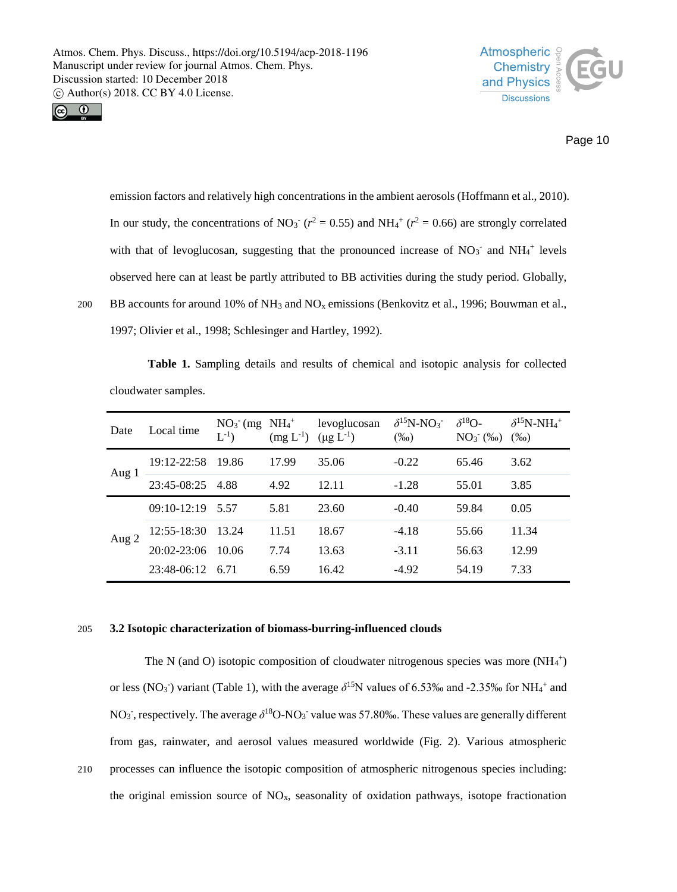emission factors and relatively high concentrations in the ambient aerosols (Hoffmann et al., 2010). In our study, the concentrations of $NO_3^-$ ($r^2$ = 0.55) and $NH_4^+$ ($r^2$ = 0.66) are strongly correlated with that of levoglucosan, suggesting that the pronounced increase of $NO_3^-$ and $NH_4^+$ levels observed here can at least be partly attributed to BB activities during the study period. Globally, BB accounts for around 10% of $NH_3$ and $NO_x$ emissions (Benkovitz et al., 1996; Bouwman et al., 1997; Olivier et al., 1998; Schlesinger and Hartley, 1992).

**Table 1.** Sampling details and results of chemical and isotopic analysis for collected cloudwater samples.

| Date | Local time | $NO_3^-$ (mg $L^{-1}$) | $NH_4^+$ (mg $L^{-1}$) | levoglucosan (μg $L^{-1}$) | $\delta^{15}$N-$NO_3^-$ (‰) | $\delta^{18}$O-$NO_3^-$ (‰) | $\delta^{15}$N-$NH_4^+$ (‰) |
|---|---|---|---|---|---|---|---|
| Aug 1 | 19:12-22:58 | 19.86 | 17.99 | 35.06 | -0.22 | 65.46 | 3.62 |
| | 23:45-08:25 | 4.88 | 4.92 | 12.11 | -1.28 | 55.01 | 3.85 |
| Aug 2 | 09:10-12:19 | 5.57 | 5.81 | 23.60 | -0.40 | 59.84 | 0.05 |
| | 12:55-18:30 | 13.24 | 11.51 | 18.67 | -4.18 | 55.66 | 11.34 |
| | 20:02-23:06 | 10.06 | 7.74 | 13.63 | -3.11 | 56.63 | 12.99 |
| | 23:48-06:12 | 6.71 | 6.59 | 16.42 | -4.92 | 54.19 | 7.33 |

### 3.2 Isotopic characterization of biomass-burring-influenced clouds

The N (and O) isotopic composition of cloudwater nitrogenous species was more ($NH_4^+$) or less ($NO_3^-$) variant (Table 1), with the average $\delta^{15}$N values of 6.53‰ and -2.35‰ for $NH_4^+$ and $NO_3^-$, respectively. The average $\delta^{18}$O-$NO_3^-$ value was 57.80‰. These values are generally different from gas, rainwater, and aerosol values measured worldwide (Fig. 2). Various atmospheric processes can influence the isotopic composition of atmospheric nitrogenous species including: the original emission source of $NO_x$, seasonality of oxidation pathways, isotope fractionation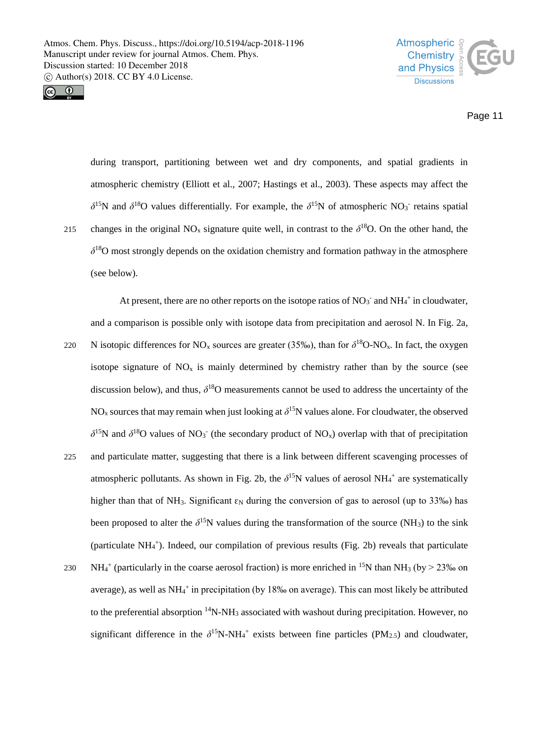during transport, partitioning between wet and dry components, and spatial gradients in atmospheric chemistry (Elliott et al., 2007; Hastings et al., 2003). These aspects may affect the $\delta^{15}$N and $\delta^{18}$O values differentially. For example, the $\delta^{15}$N of atmospheric $NO_3^-$ retains spatial changes in the original $NO_x$ signature quite well, in contrast to the $\delta^{18}$O. On the other hand, the $\delta^{18}$O most strongly depends on the oxidation chemistry and formation pathway in the atmosphere (see below).

At present, there are no other reports on the isotope ratios of $NO_3^-$ and $NH_4^+$ in cloudwater, and a comparison is possible only with isotope data from precipitation and aerosol N. In Fig. 2a, N isotopic differences for $NO_x$ sources are greater (35‰), than for $\delta^{18}$O-$NO_x$. In fact, the oxygen isotope signature of $NO_x$ is mainly determined by chemistry rather than by the source (see discussion below), and thus, $\delta^{18}$O measurements cannot be used to address the uncertainty of the $NO_x$ sources that may remain when just looking at $\delta^{15}$N values alone. For cloudwater, the observed $\delta^{15}$N and $\delta^{18}$O values of $NO_3^-$ (the secondary product of $NO_x$) overlap with that of precipitation and particulate matter, suggesting that there is a link between different scavenging processes of atmospheric pollutants. As shown in Fig. 2b, the $\delta^{15}$N values of aerosol $NH_4^+$ are systematically higher than that of $NH_3$. Significant $\varepsilon_N$ during the conversion of gas to aerosol (up to 33‰) has been proposed to alter the $\delta^{15}$N values during the transformation of the source ($NH_3$) to the sink (particulate $NH_4^+$). Indeed, our compilation of previous results (Fig. 2b) reveals that particulate $NH_4^+$ (particularly in the coarse aerosol fraction) is more enriched in $^{15}$N than $NH_3$ (by > 23‰ on average), as well as $NH_4^+$ in precipitation (by 18‰ on average). This can most likely be attributed to the preferential absorption $^{14}$N-$NH_3$ associated with washout during precipitation. However, no significant difference in the $\delta^{15}$N-$NH_4^+$ exists between fine particles ($PM_{2.5}$) and cloudwater,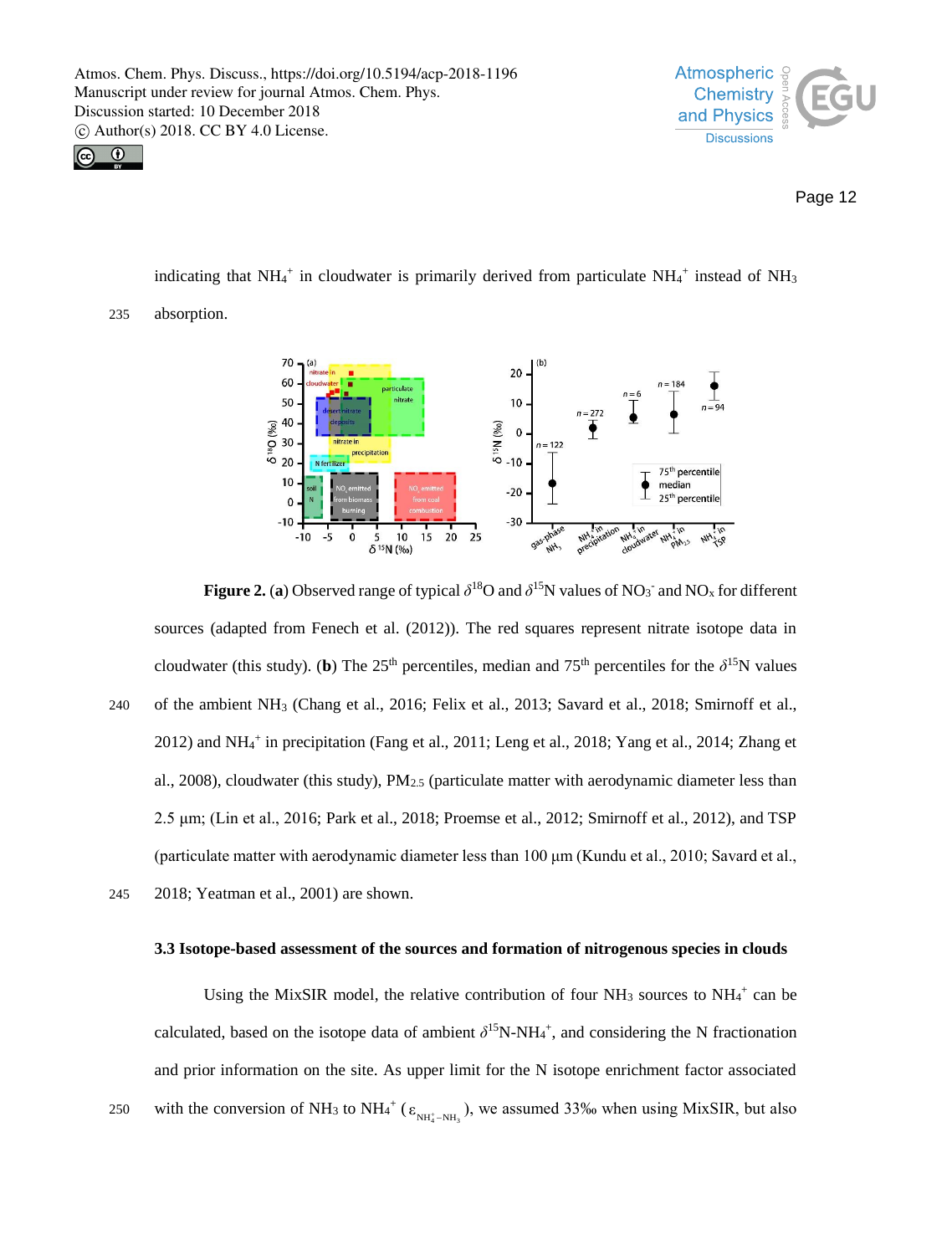indicating that $NH_4^+$ in cloudwater is primarily derived from particulate $NH_4^+$ instead of $NH_3$ absorption.

(a)

70
60
50
40
30
20
10
0
-10

$\delta^{18}O$ (‰)

-10 -5 0 5 10 15 20 25

$\delta^{15}N$ (‰)

nitrate in cloudwater

particulate nitrate

desert nitrate deposits

nitrate in precipitation

N fertilizer

soil N

$NO_x$ emitted from biomass burning

$NO_x$ emitted from coal combustion

(b)

20
10
0
-10
-20
-30

$\delta^{15}N$ (‰)

n = 122

n = 272

n = 6

n = 184

n = 94

75th percentile

median

25th percentile

gas-phase $NH_3$

$NH_4^+$ in precipitation

$NH_4^+$ in cloudwater

$NH_4^+$ in $PM_{2.5}$

$NH_4^+$ in TSP

**Figure 2.** (**a**) Observed range of typical $\delta^{18}O$ and $\delta^{15}N$ values of $NO_3^-$ and $NO_x$ for different sources (adapted from Fenech et al. (2012)). The red squares represent nitrate isotope data in cloudwater (this study). (**b**) The 25th percentiles, median and 75th percentiles for the $\delta^{15}N$ values of the ambient $NH_3$ (Chang et al., 2016; Felix et al., 2013; Savard et al., 2018; Smirnoff et al., 2012) and $NH_4^+$ in precipitation (Fang et al., 2011; Leng et al., 2018; Yang et al., 2014; Zhang et al., 2008), cloudwater (this study), $PM_{2.5}$ (particulate matter with aerodynamic diameter less than 2.5 µm; (Lin et al., 2016; Park et al., 2018; Proemse et al., 2012; Smirnoff et al., 2012), and TSP (particulate matter with aerodynamic diameter less than 100 µm (Kundu et al., 2010; Savard et al., 2018; Yeatman et al., 2001) are shown.

### 3.3 Isotope-based assessment of the sources and formation of nitrogenous species in clouds

Using the MixSIR model, the relative contribution of four $NH_3$ sources to $NH_4^+$ can be calculated, based on the isotope data of ambient $\delta^{15}N$-$NH_4^+$, and considering the N fractionation and prior information on the site. As upper limit for the N isotope enrichment factor associated with the conversion of $NH_3$ to $NH_4^+$ ($\varepsilon_{NH_4^+-NH_3}$), we assumed 33‰ when using MixSIR, but also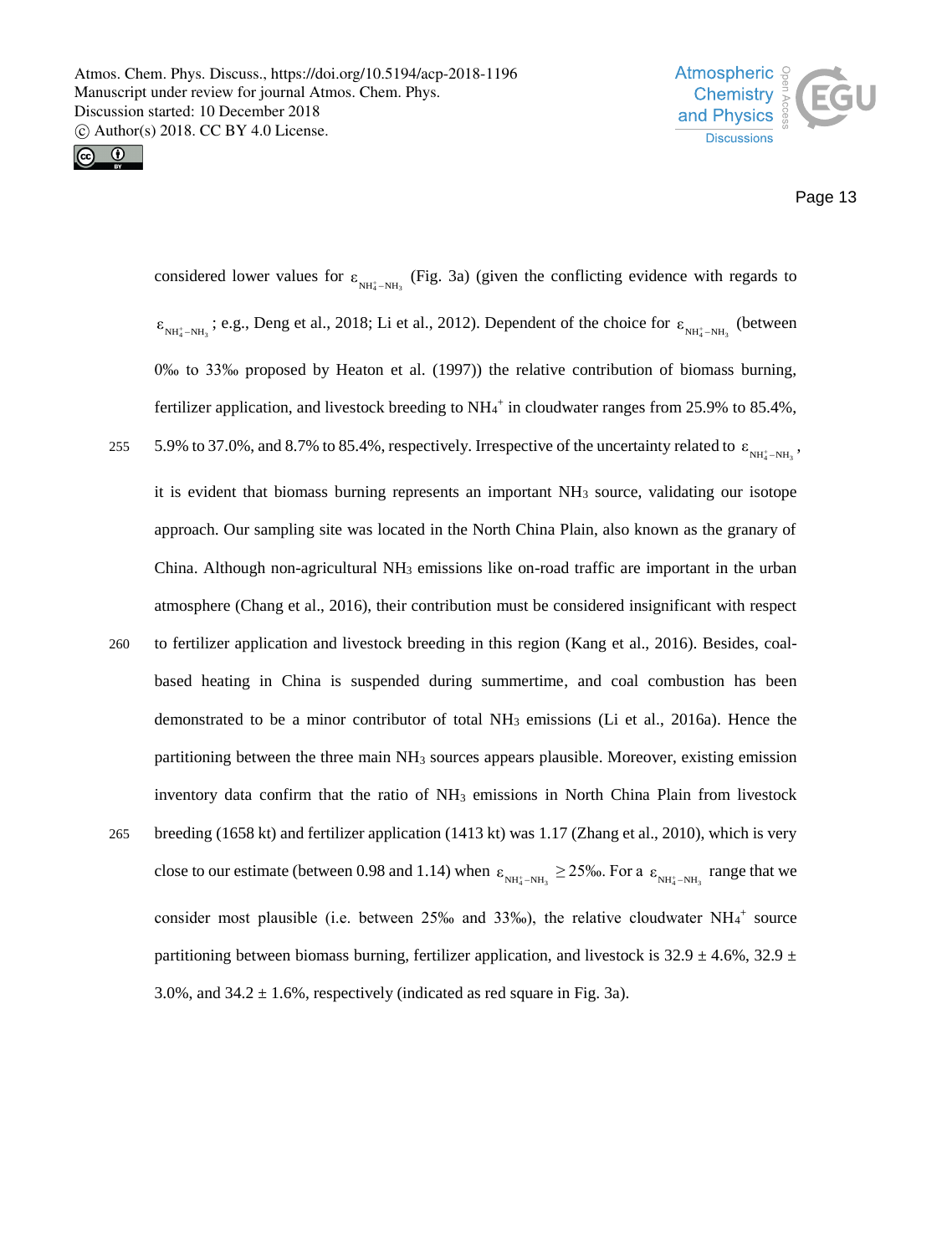considered lower values for $\varepsilon_{NH_4^+-NH_3}$ (Fig. 3a) (given the conflicting evidence with regards to $\varepsilon_{NH_4^+-NH_3}$; e.g., Deng et al., 2018; Li et al., 2012). Dependent of the choice for $\varepsilon_{NH_4^+-NH_3}$ (between 0‰ to 33‰ proposed by Heaton et al. (1997)) the relative contribution of biomass burning, fertilizer application, and livestock breeding to $NH_4^+$ in cloudwater ranges from 25.9% to 85.4%, 5.9% to 37.0%, and 8.7% to 85.4%, respectively. Irrespective of the uncertainty related to $\varepsilon_{NH_4^+-NH_3}$, it is evident that biomass burning represents an important $NH_3$ source, validating our isotope approach. Our sampling site was located in the North China Plain, also known as the granary of China. Although non-agricultural $NH_3$ emissions like on-road traffic are important in the urban atmosphere (Chang et al., 2016), their contribution must be considered insignificant with respect to fertilizer application and livestock breeding in this region (Kang et al., 2016). Besides, coal-based heating in China is suspended during summertime, and coal combustion has been demonstrated to be a minor contributor of total $NH_3$ emissions (Li et al., 2016a). Hence the partitioning between the three main $NH_3$ sources appears plausible. Moreover, existing emission inventory data confirm that the ratio of $NH_3$ emissions in North China Plain from livestock breeding (1658 kt) and fertilizer application (1413 kt) was 1.17 (Zhang et al., 2010), which is very close to our estimate (between 0.98 and 1.14) when $\varepsilon_{NH_4^+-NH_3} \geq 25‰$. For a $\varepsilon_{NH_4^+-NH_3}$ range that we consider most plausible (i.e. between 25‰ and 33‰), the relative cloudwater $NH_4^+$ source partitioning between biomass burning, fertilizer application, and livestock is 32.9 ± 4.6%, 32.9 ± 3.0%, and 34.2 ± 1.6%, respectively (indicated as red square in Fig. 3a).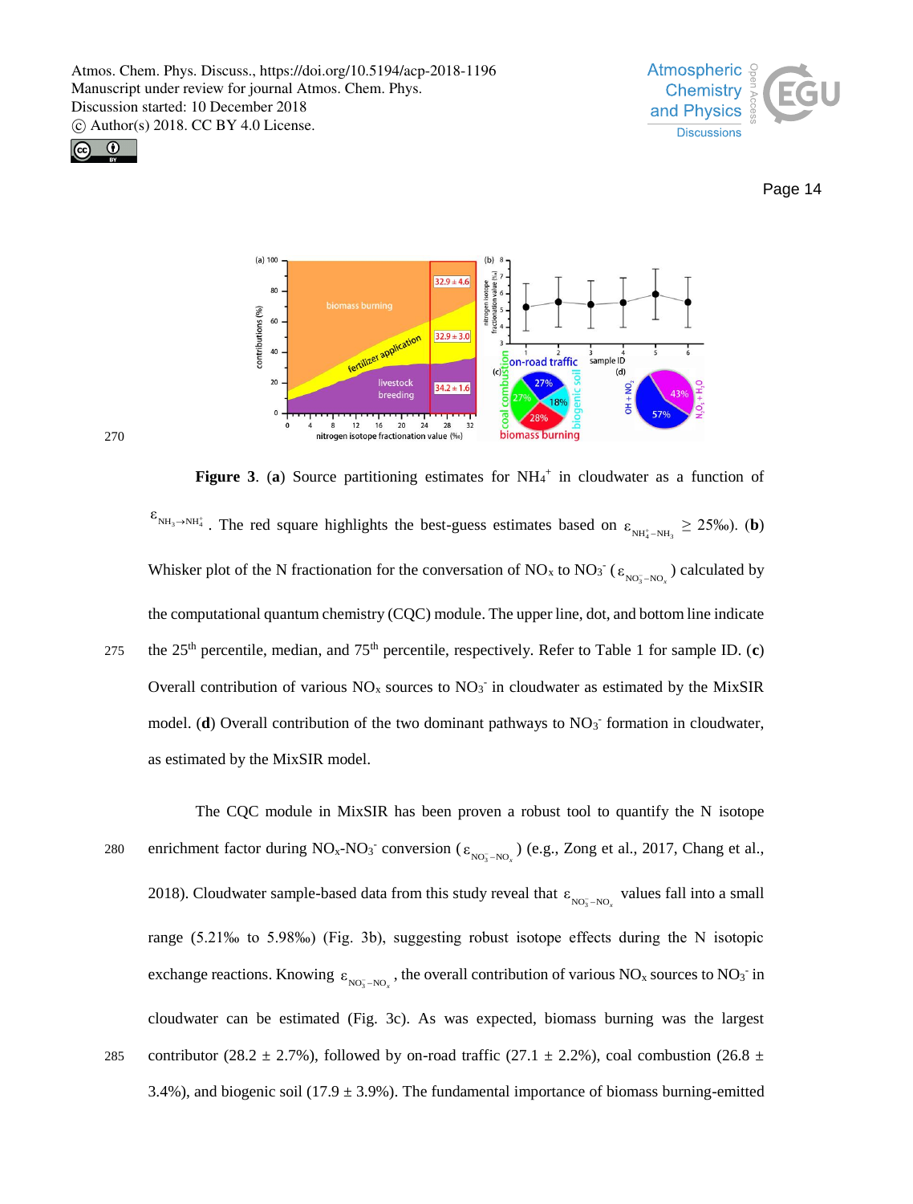(a) 100

80

60

40

20

0

contributions (%)

biomass burning

fertilizer application

livestock breeding

32.9 ± 4.6

32.9 ± 3.0

34.2 ± 1.6

0 4 8 12 16 20 24 28 32

nitrogen isotope fractionation value (‰)

(b) 8 7 6 5 4 3

nitrogen isotope fractionation value (‰)

1 2 3 4 5 6

sample ID

(c) coal combustion, on-road traffic, biogenic soil, biomass burning

27% 27% 18% 28%

(d) OH + $NO_2$, $N_2O_5 + H_2O$

57% 43%

**Figure 3**. (**a**) Source partitioning estimates for $NH_4^+$ in cloudwater as a function of $\varepsilon_{NH_3 \rightarrow NH_4^+}$. The red square highlights the best-guess estimates based on $\varepsilon_{NH_4^+ - NH_3} \geq 25‰$). (**b**) Whisker plot of the N fractionation for the conversation of $NO_x$ to $NO_3^-$ ($\varepsilon_{NO_3^- - NO_x}$) calculated by the computational quantum chemistry (CQC) module. The upper line, dot, and bottom line indicate the 25[th] percentile, median, and 75[th] percentile, respectively. Refer to Table 1 for sample ID. (**c**) Overall contribution of various $NO_x$ sources to $NO_3^-$ in cloudwater as estimated by the MixSIR model. (**d**) Overall contribution of the two dominant pathways to $NO_3^-$ formation in cloudwater, as estimated by the MixSIR model.

The CQC module in MixSIR has been proven a robust tool to quantify the N isotope enrichment factor during $NO_x$-$NO_3^-$ conversion ($\varepsilon_{NO_3^- - NO_x}$) (e.g., Zong et al., 2017, Chang et al., 2018). Cloudwater sample-based data from this study reveal that $\varepsilon_{NO_3^- - NO_x}$ values fall into a small range (5.21‰ to 5.98‰) (Fig. 3b), suggesting robust isotope effects during the N isotopic exchange reactions. Knowing $\varepsilon_{NO_3^- - NO_x}$, the overall contribution of various $NO_x$ sources to $NO_3^-$ in cloudwater can be estimated (Fig. 3c). As was expected, biomass burning was the largest contributor (28.2 ± 2.7%), followed by on-road traffic (27.1 ± 2.2%), coal combustion (26.8 ± 3.4%), and biogenic soil (17.9 ± 3.9%). The fundamental importance of biomass burning-emitted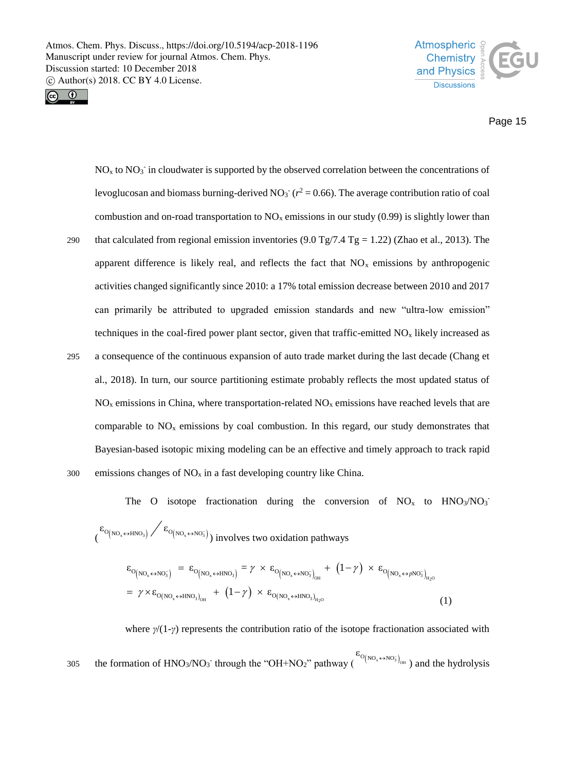$NO_x$ to $NO_3^-$ in cloudwater is supported by the observed correlation between the concentrations of levoglucosan and biomass burning-derived $NO_3^-$ ($r^2 = 0.66$). The average contribution ratio of coal combustion and on-road transportation to $NO_x$ emissions in our study (0.99) is slightly lower than that calculated from regional emission inventories (9.0 Tg/7.4 Tg = 1.22) (Zhao et al., 2013). The apparent difference is likely real, and reflects the fact that $NO_x$ emissions by anthropogenic activities changed significantly since 2010: a 17% total emission decrease between 2010 and 2017 can primarily be attributed to upgraded emission standards and new "ultra-low emission" techniques in the coal-fired power plant sector, given that traffic-emitted $NO_x$ likely increased as a consequence of the continuous expansion of auto trade market during the last decade (Chang et al., 2018). In turn, our source partitioning estimate probably reflects the most updated status of $NO_x$ emissions in China, where transportation-related $NO_x$ emissions have reached levels that are comparable to $NO_x$ emissions by coal combustion. In this regard, our study demonstrates that Bayesian-based isotopic mixing modeling can be an effective and timely approach to track rapid emissions changes of $NO_x$ in a fast developing country like China.

The O isotope fractionation during the conversion of $NO_x$ to $HNO_3/NO_3^-$ ($\varepsilon_{O(NO_x \leftrightarrow HNO_3)} / \varepsilon_{O(NO_x \leftrightarrow NO_3^-)}$) involves two oxidation pathways

$$
\begin{aligned}
\varepsilon_{O(NO_x \leftrightarrow NO_3^-)} &= \varepsilon_{O(NO_x \leftrightarrow HNO_3)} = \gamma \times \varepsilon_{O(NO_x \leftrightarrow NO_3^-)_{OH}} + (1-\gamma) \times \varepsilon_{O(NO_x \leftrightarrow pNO_3^-)_{H_2O}} \\
&= \gamma \times \varepsilon_{O(NO_x \leftrightarrow HNO_3)_{OH}} + (1-\gamma) \times \varepsilon_{O(NO_x \leftrightarrow HNO_3)_{H_2O}}
\end{aligned}
\tag{1}
$$

where $\gamma/(1-\gamma)$ represents the contribution ratio of the isotope fractionation associated with the formation of $HNO_3/NO_3^-$ through the "OH+$NO_2$" pathway ($\varepsilon_{O(NO_x \leftrightarrow NO_3^-)_{OH}}$) and the hydrolysis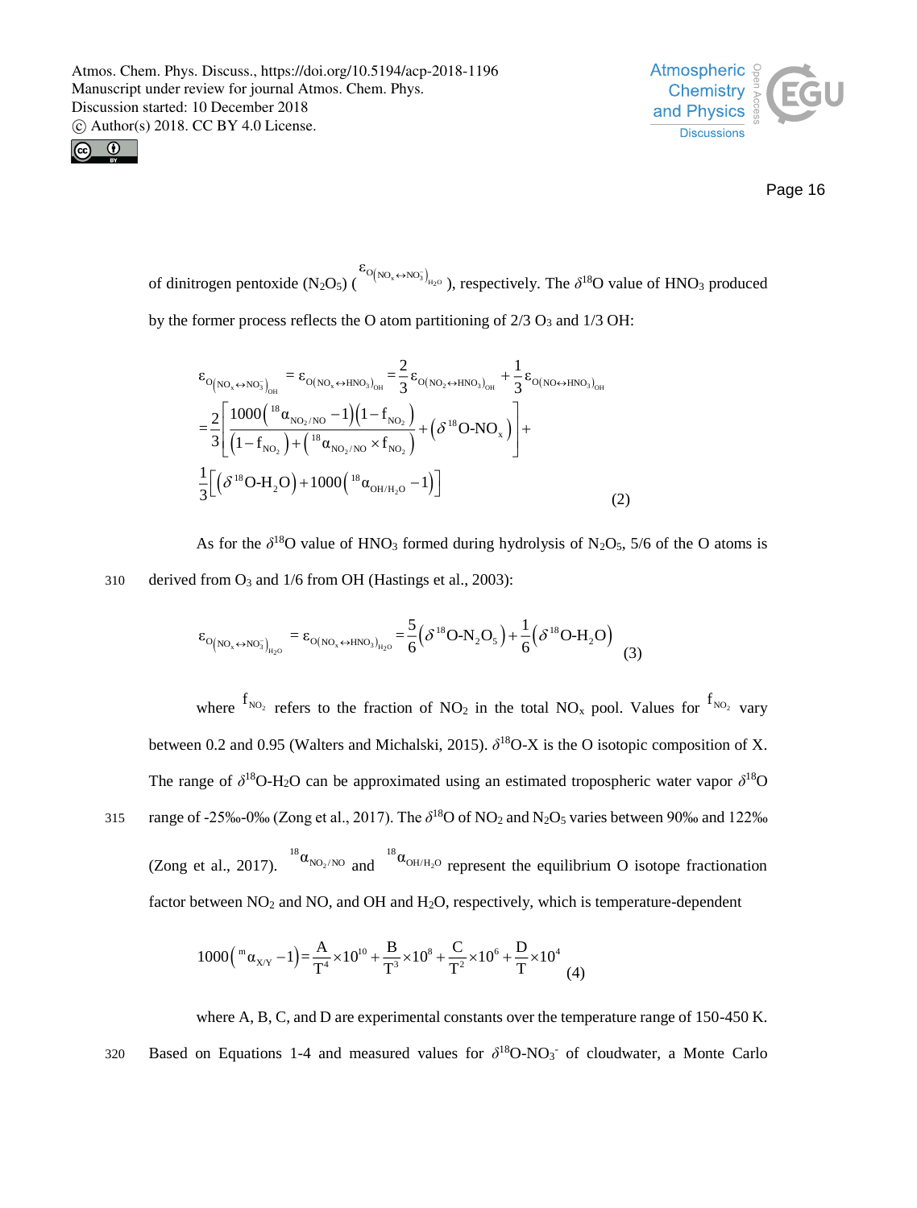of dinitrogen pentoxide ($N_2O_5$) ($\varepsilon_{O\left(NO_x \leftrightarrow NO_3^-\right)_{H_2O}}$), respectively. The $\delta^{18}O$ value of $HNO_3$ produced by the former process reflects the O atom partitioning of 2/3 $O_3$ and 1/3 OH:

$$
\begin{aligned}
\varepsilon_{O\left(NO_x \leftrightarrow NO_3^-\right)_{OH}} &= \varepsilon_{O(NO_x \leftrightarrow HNO_3)_{OH}} = \frac{2}{3}\varepsilon_{O(NO_2 \leftrightarrow HNO_3)_{OH}} + \frac{1}{3}\varepsilon_{O(NO \leftrightarrow HNO_3)_{OH}} \\
&= \frac{2}{3}\left[\frac{1000\left({}^{18}\alpha_{NO_2/NO}-1\right)\left(1-f_{NO_2}\right)}{\left(1-f_{NO_2}\right)+\left({}^{18}\alpha_{NO_2/NO}\times f_{NO_2}\right)} + \left(\delta^{18}\text{O-NO}_x\right)\right] + \\
&\frac{1}{3}\left[\left(\delta^{18}\text{O-H}_2\text{O}\right) + 1000\left({}^{18}\alpha_{OH/H_2O}-1\right)\right] \qquad (2)
\end{aligned}
$$

As for the $\delta^{18}O$ value of $HNO_3$ formed during hydrolysis of $N_2O_5$, 5/6 of the O atoms is derived from $O_3$ and 1/6 from OH (Hastings et al., 2003):

$$
\varepsilon_{O\left(NO_x \leftrightarrow NO_3^-\right)_{H_2O}} = \varepsilon_{O(NO_x \leftrightarrow HNO_3)_{H_2O}} = \frac{5}{6}\left(\delta^{18}\text{O-N}_2\text{O}_5\right) + \frac{1}{6}\left(\delta^{18}\text{O-H}_2\text{O}\right) \qquad (3)
$$

where $f_{NO_2}$ refers to the fraction of $NO_2$ in the total $NO_x$ pool. Values for $f_{NO_2}$ vary between 0.2 and 0.95 (Walters and Michalski, 2015). $\delta^{18}$O-X is the O isotopic composition of X. The range of $\delta^{18}$O-$H_2O$ can be approximated using an estimated tropospheric water vapor $\delta^{18}O$ range of -25‰-0‰ (Zong et al., 2017). The $\delta^{18}O$ of $NO_2$ and $N_2O_5$ varies between 90‰ and 122‰ (Zong et al., 2017). ${}^{18}\alpha_{NO_2/NO}$ and ${}^{18}\alpha_{OH/H_2O}$ represent the equilibrium O isotope fractionation factor between $NO_2$ and NO, and OH and $H_2O$, respectively, which is temperature-dependent

$$
1000\left({}^{m}\alpha_{X/Y}-1\right) = \frac{A}{T^4}\times 10^{10} + \frac{B}{T^3}\times 10^{8} + \frac{C}{T^2}\times 10^{6} + \frac{D}{T}\times 10^{4} \qquad (4)
$$

where A, B, C, and D are experimental constants over the temperature range of 150-450 K. Based on Equations 1-4 and measured values for $\delta^{18}$O-$NO_3^-$ of cloudwater, a Monte Carlo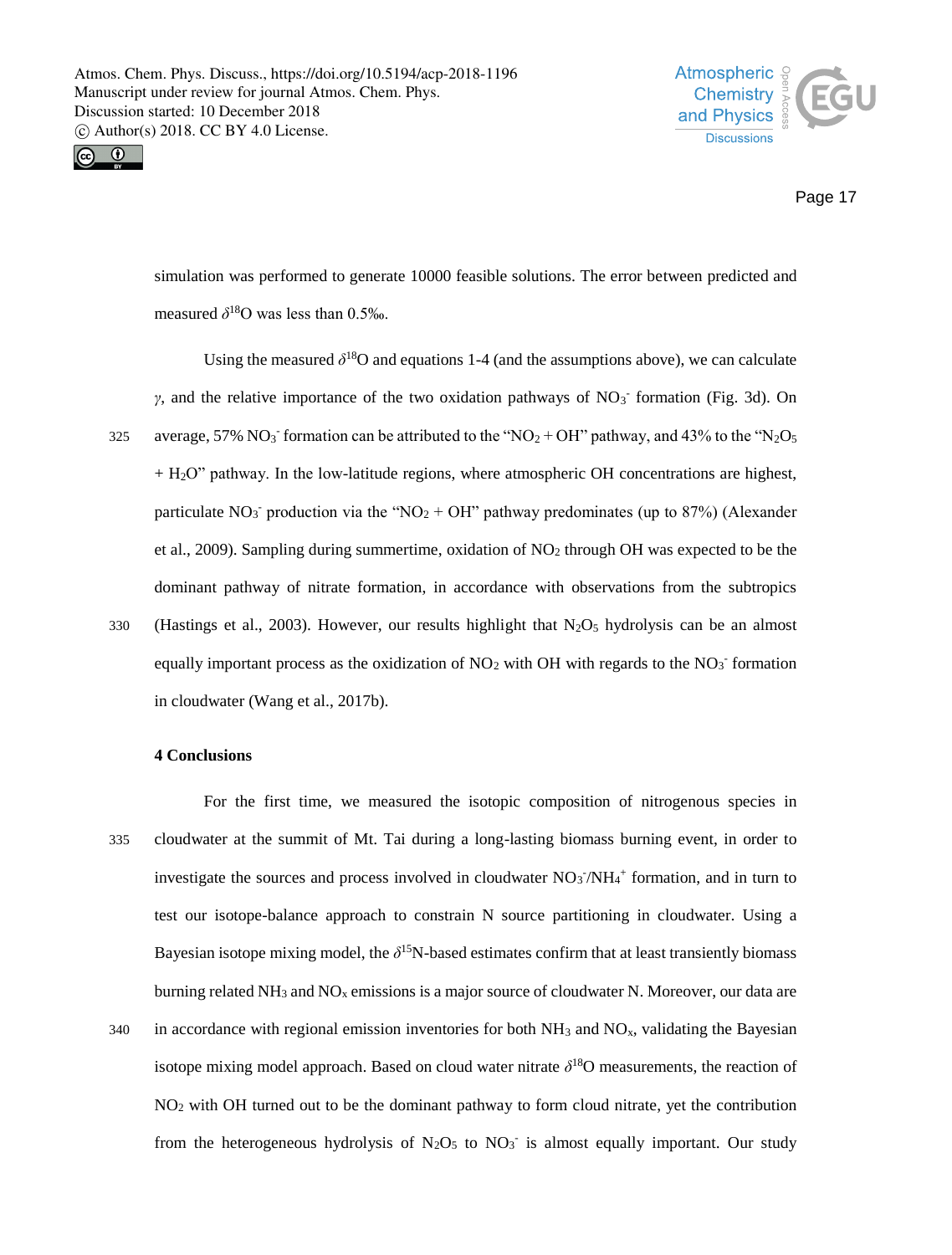simulation was performed to generate 10000 feasible solutions. The error between predicted and measured $\delta^{18}O$ was less than 0.5‰.

Using the measured $\delta^{18}O$ and equations 1-4 (and the assumptions above), we can calculate $\gamma$, and the relative importance of the two oxidation pathways of $NO_3^-$ formation (Fig. 3d). On average, 57% $NO_3^-$ formation can be attributed to the "$NO_2 + OH$" pathway, and 43% to the "$N_2O_5 + H_2O$" pathway. In the low-latitude regions, where atmospheric OH concentrations are highest, particulate $NO_3^-$ production via the "$NO_2 + OH$" pathway predominates (up to 87%) (Alexander et al., 2009). Sampling during summertime, oxidation of $NO_2$ through OH was expected to be the dominant pathway of nitrate formation, in accordance with observations from the subtropics (Hastings et al., 2003). However, our results highlight that $N_2O_5$ hydrolysis can be an almost equally important process as the oxidization of $NO_2$ with OH with regards to the $NO_3^-$ formation in cloudwater (Wang et al., 2017b).

## 4 Conclusions

For the first time, we measured the isotopic composition of nitrogenous species in cloudwater at the summit of Mt. Tai during a long-lasting biomass burning event, in order to investigate the sources and process involved in cloudwater $NO_3^-/NH_4^+$ formation, and in turn to test our isotope-balance approach to constrain N source partitioning in cloudwater. Using a Bayesian isotope mixing model, the $\delta^{15}N$-based estimates confirm that at least transiently biomass burning related $NH_3$ and $NO_x$ emissions is a major source of cloudwater N. Moreover, our data are in accordance with regional emission inventories for both $NH_3$ and $NO_x$, validating the Bayesian isotope mixing model approach. Based on cloud water nitrate $\delta^{18}O$ measurements, the reaction of $NO_2$ with OH turned out to be the dominant pathway to form cloud nitrate, yet the contribution from the heterogeneous hydrolysis of $N_2O_5$ to $NO_3^-$ is almost equally important. Our study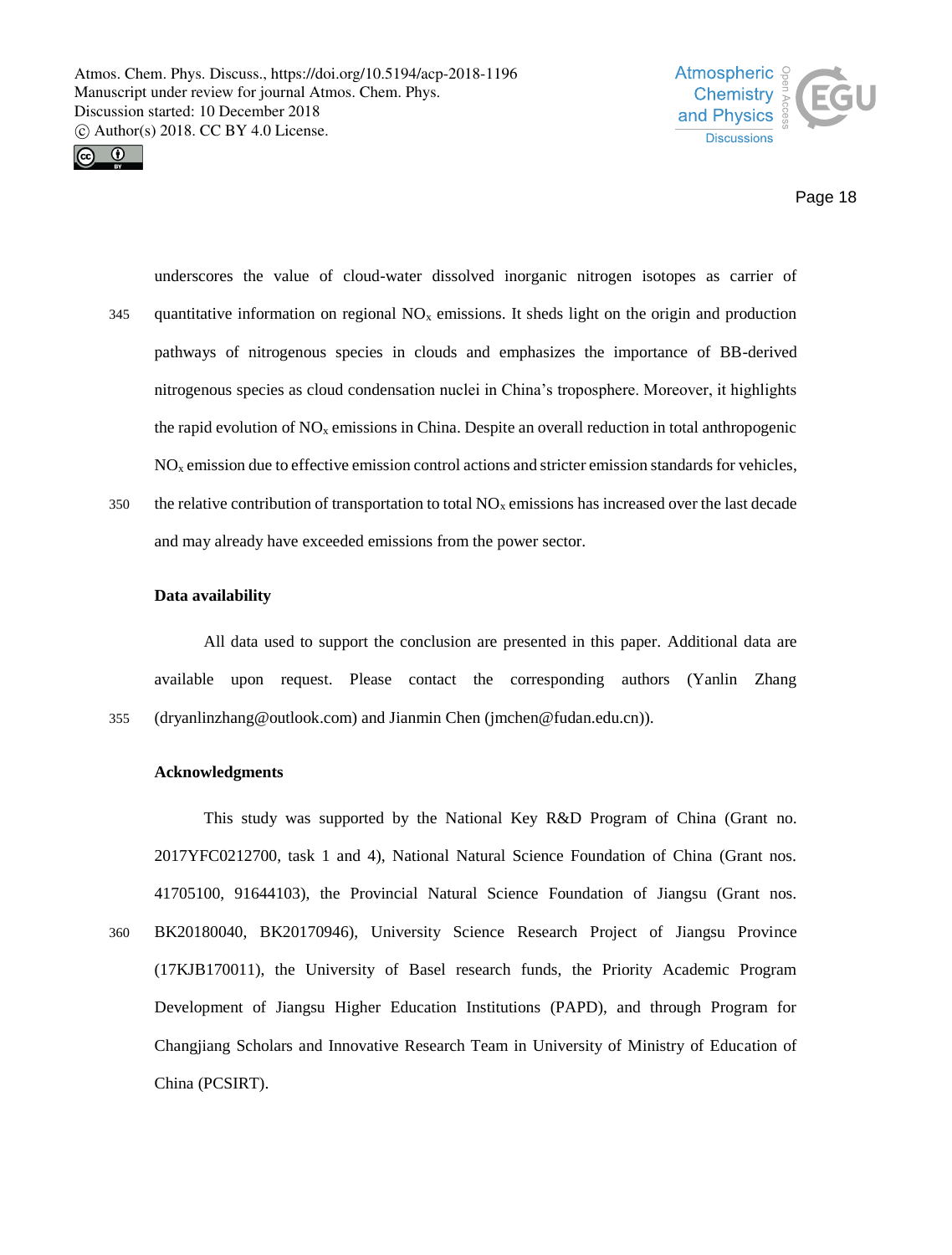underscores the value of cloud-water dissolved inorganic nitrogen isotopes as carrier of quantitative information on regional $NO_x$ emissions. It sheds light on the origin and production pathways of nitrogenous species in clouds and emphasizes the importance of BB-derived nitrogenous species as cloud condensation nuclei in China's troposphere. Moreover, it highlights the rapid evolution of $NO_x$ emissions in China. Despite an overall reduction in total anthropogenic $NO_x$ emission due to effective emission control actions and stricter emission standards for vehicles, the relative contribution of transportation to total $NO_x$ emissions has increased over the last decade and may already have exceeded emissions from the power sector.

**Data availability**

All data used to support the conclusion are presented in this paper. Additional data are available upon request. Please contact the corresponding authors (Yanlin Zhang (dryanlinzhang@outlook.com) and Jianmin Chen (jmchen@fudan.edu.cn)).

**Acknowledgments**

This study was supported by the National Key R&D Program of China (Grant no. 2017YFC0212700, task 1 and 4), National Natural Science Foundation of China (Grant nos. 41705100, 91644103), the Provincial Natural Science Foundation of Jiangsu (Grant nos. BK20180040, BK20170946), University Science Research Project of Jiangsu Province (17KJB170011), the University of Basel research funds, the Priority Academic Program Development of Jiangsu Higher Education Institutions (PAPD), and through Program for Changjiang Scholars and Innovative Research Team in University of Ministry of Education of China (PCSIRT).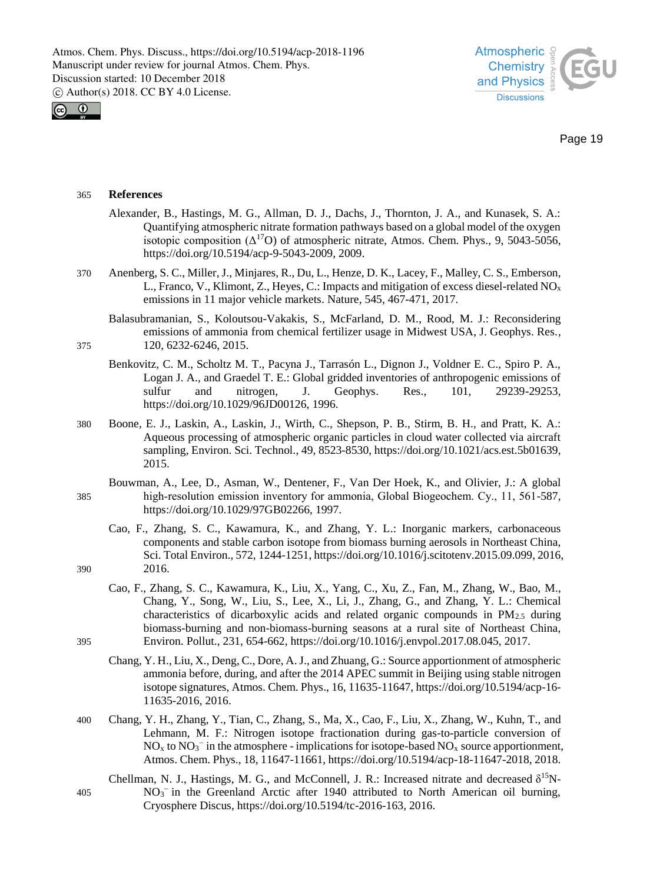## References

Alexander, B., Hastings, M. G., Allman, D. J., Dachs, J., Thornton, J. A., and Kunasek, S. A.: Quantifying atmospheric nitrate formation pathways based on a global model of the oxygen isotopic composition ($\Delta^{17}O$) of atmospheric nitrate, Atmos. Chem. Phys., 9, 5043-5056, https://doi.org/10.5194/acp-9-5043-2009, 2009.

Anenberg, S. C., Miller, J., Minjares, R., Du, L., Henze, D. K., Lacey, F., Malley, C. S., Emberson, L., Franco, V., Klimont, Z., Heyes, C.: Impacts and mitigation of excess diesel-related $NO_x$ emissions in 11 major vehicle markets. Nature, 545, 467-471, 2017.

Balasubramanian, S., Koloutsou-Vakakis, S., McFarland, D. M., Rood, M. J.: Reconsidering emissions of ammonia from chemical fertilizer usage in Midwest USA, J. Geophys. Res., 120, 6232-6246, 2015.

Benkovitz, C. M., Scholtz M. T., Pacyna J., Tarrasón L., Dignon J., Voldner E. C., Spiro P. A., Logan J. A., and Graedel T. E.: Global gridded inventories of anthropogenic emissions of sulfur and nitrogen, J. Geophys. Res., 101, 29239-29253, https://doi.org/10.1029/96JD00126, 1996.

Boone, E. J., Laskin, A., Laskin, J., Wirth, C., Shepson, P. B., Stirm, B. H., and Pratt, K. A.: Aqueous processing of atmospheric organic particles in cloud water collected via aircraft sampling, Environ. Sci. Technol., 49, 8523-8530, https://doi.org/10.1021/acs.est.5b01639, 2015.

Bouwman, A., Lee, D., Asman, W., Dentener, F., Van Der Hoek, K., and Olivier, J.: A global high-resolution emission inventory for ammonia, Global Biogeochem. Cy., 11, 561-587, https://doi.org/10.1029/97GB02266, 1997.

Cao, F., Zhang, S. C., Kawamura, K., and Zhang, Y. L.: Inorganic markers, carbonaceous components and stable carbon isotope from biomass burning aerosols in Northeast China, Sci. Total Environ., 572, 1244-1251, https://doi.org/10.1016/j.scitotenv.2015.09.099, 2016, 2016.

Cao, F., Zhang, S. C., Kawamura, K., Liu, X., Yang, C., Xu, Z., Fan, M., Zhang, W., Bao, M., Chang, Y., Song, W., Liu, S., Lee, X., Li, J., Zhang, G., and Zhang, Y. L.: Chemical characteristics of dicarboxylic acids and related organic compounds in $PM_{2.5}$ during biomass-burning and non-biomass-burning seasons at a rural site of Northeast China, Environ. Pollut., 231, 654-662, https://doi.org/10.1016/j.envpol.2017.08.045, 2017.

Chang, Y. H., Liu, X., Deng, C., Dore, A. J., and Zhuang, G.: Source apportionment of atmospheric ammonia before, during, and after the 2014 APEC summit in Beijing using stable nitrogen isotope signatures, Atmos. Chem. Phys., 16, 11635-11647, https://doi.org/10.5194/acp-16-11635-2016, 2016.

Chang, Y. H., Zhang, Y., Tian, C., Zhang, S., Ma, X., Cao, F., Liu, X., Zhang, W., Kuhn, T., and Lehmann, M. F.: Nitrogen isotope fractionation during gas-to-particle conversion of $NO_x$ to $NO_3^-$ in the atmosphere - implications for isotope-based $NO_x$ source apportionment, Atmos. Chem. Phys., 18, 11647-11661, https://doi.org/10.5194/acp-18-11647-2018, 2018.

Chellman, N. J., Hastings, M. G., and McConnell, J. R.: Increased nitrate and decreased $\delta^{15}N$-$NO_3^-$ in the Greenland Arctic after 1940 attributed to North American oil burning, Cryosphere Discus, https://doi.org/10.5194/tc-2016-163, 2016.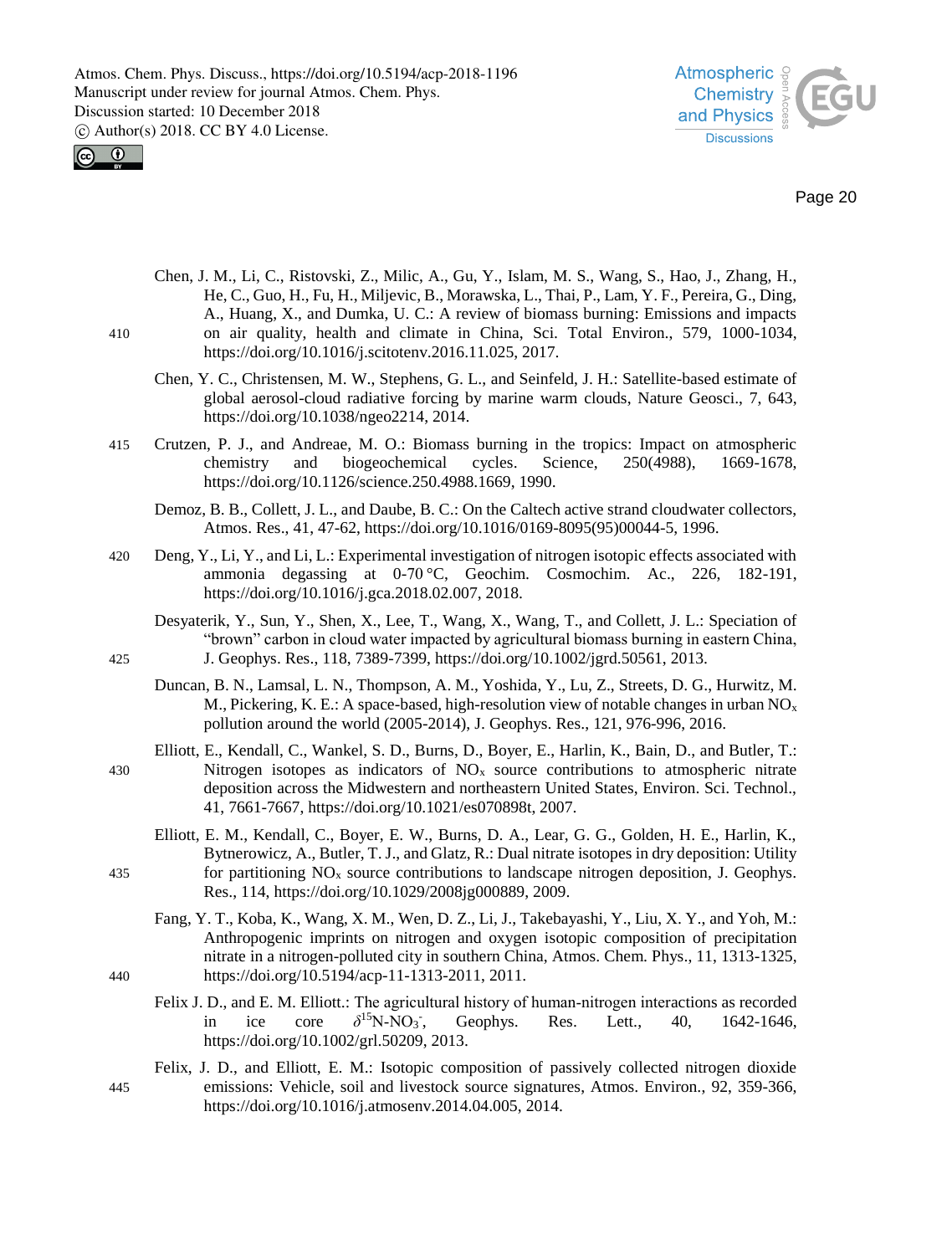Chen, J. M., Li, C., Ristovski, Z., Milic, A., Gu, Y., Islam, M. S., Wang, S., Hao, J., Zhang, H., He, C., Guo, H., Fu, H., Miljevic, B., Morawska, L., Thai, P., Lam, Y. F., Pereira, G., Ding, A., Huang, X., and Dumka, U. C.: A review of biomass burning: Emissions and impacts on air quality, health and climate in China, Sci. Total Environ., 579, 1000-1034, https://doi.org/10.1016/j.scitotenv.2016.11.025, 2017.

Chen, Y. C., Christensen, M. W., Stephens, G. L., and Seinfeld, J. H.: Satellite-based estimate of global aerosol-cloud radiative forcing by marine warm clouds, Nature Geosci., 7, 643, https://doi.org/10.1038/ngeo2214, 2014.

Crutzen, P. J., and Andreae, M. O.: Biomass burning in the tropics: Impact on atmospheric chemistry and biogeochemical cycles. Science, 250(4988), 1669-1678, https://doi.org/10.1126/science.250.4988.1669, 1990.

Demoz, B. B., Collett, J. L., and Daube, B. C.: On the Caltech active strand cloudwater collectors, Atmos. Res., 41, 47-62, https://doi.org/10.1016/0169-8095(95)00044-5, 1996.

Deng, Y., Li, Y., and Li, L.: Experimental investigation of nitrogen isotopic effects associated with ammonia degassing at 0-70 °C, Geochim. Cosmochim. Ac., 226, 182-191, https://doi.org/10.1016/j.gca.2018.02.007, 2018.

Desyaterik, Y., Sun, Y., Shen, X., Lee, T., Wang, X., Wang, T., and Collett, J. L.: Speciation of "brown" carbon in cloud water impacted by agricultural biomass burning in eastern China, J. Geophys. Res., 118, 7389-7399, https://doi.org/10.1002/jgrd.50561, 2013.

Duncan, B. N., Lamsal, L. N., Thompson, A. M., Yoshida, Y., Lu, Z., Streets, D. G., Hurwitz, M. M., Pickering, K. E.: A space-based, high-resolution view of notable changes in urban $NO_x$ pollution around the world (2005-2014), J. Geophys. Res., 121, 976-996, 2016.

Elliott, E., Kendall, C., Wankel, S. D., Burns, D., Boyer, E., Harlin, K., Bain, D., and Butler, T.: Nitrogen isotopes as indicators of $NO_x$ source contributions to atmospheric nitrate deposition across the Midwestern and northeastern United States, Environ. Sci. Technol., 41, 7661-7667, https://doi.org/10.1021/es070898t, 2007.

Elliott, E. M., Kendall, C., Boyer, E. W., Burns, D. A., Lear, G. G., Golden, H. E., Harlin, K., Bytnerowicz, A., Butler, T. J., and Glatz, R.: Dual nitrate isotopes in dry deposition: Utility for partitioning $NO_x$ source contributions to landscape nitrogen deposition, J. Geophys. Res., 114, https://doi.org/10.1029/2008jg000889, 2009.

Fang, Y. T., Koba, K., Wang, X. M., Wen, D. Z., Li, J., Takebayashi, Y., Liu, X. Y., and Yoh, M.: Anthropogenic imprints on nitrogen and oxygen isotopic composition of precipitation nitrate in a nitrogen-polluted city in southern China, Atmos. Chem. Phys., 11, 1313-1325, https://doi.org/10.5194/acp-11-1313-2011, 2011.

Felix J. D., and E. M. Elliott.: The agricultural history of human-nitrogen interactions as recorded in ice core $\delta^{15}N$-$NO_3^-$, Geophys. Res. Lett., 40, 1642-1646, https://doi.org/10.1002/grl.50209, 2013.

Felix, J. D., and Elliott, E. M.: Isotopic composition of passively collected nitrogen dioxide emissions: Vehicle, soil and livestock source signatures, Atmos. Environ., 92, 359-366, https://doi.org/10.1016/j.atmosenv.2014.04.005, 2014.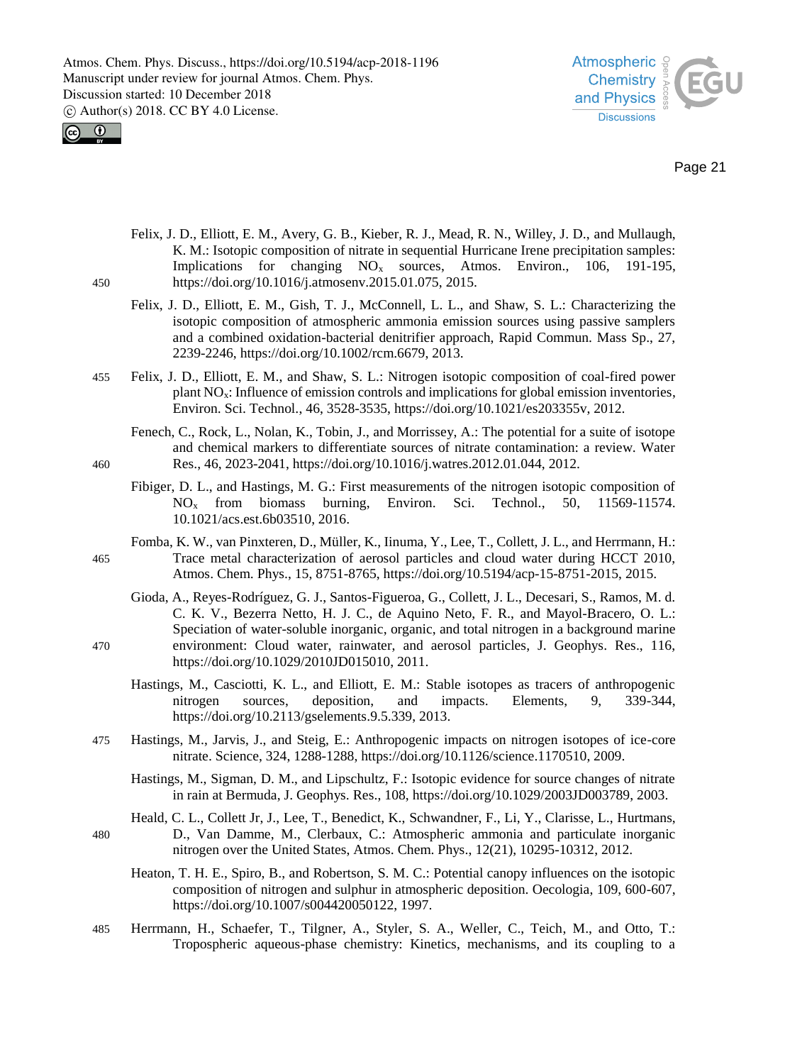Felix, J. D., Elliott, E. M., Avery, G. B., Kieber, R. J., Mead, R. N., Willey, J. D., and Mullaugh, K. M.: Isotopic composition of nitrate in sequential Hurricane Irene precipitation samples: Implications for changing $NO_x$ sources, Atmos. Environ., 106, 191-195, https://doi.org/10.1016/j.atmosenv.2015.01.075, 2015.

Felix, J. D., Elliott, E. M., Gish, T. J., McConnell, L. L., and Shaw, S. L.: Characterizing the isotopic composition of atmospheric ammonia emission sources using passive samplers and a combined oxidation-bacterial denitrifier approach, Rapid Commun. Mass Sp., 27, 2239-2246, https://doi.org/10.1002/rcm.6679, 2013.

Felix, J. D., Elliott, E. M., and Shaw, S. L.: Nitrogen isotopic composition of coal-fired power plant $NO_x$: Influence of emission controls and implications for global emission inventories, Environ. Sci. Technol., 46, 3528-3535, https://doi.org/10.1021/es203355v, 2012.

Fenech, C., Rock, L., Nolan, K., Tobin, J., and Morrissey, A.: The potential for a suite of isotope and chemical markers to differentiate sources of nitrate contamination: a review. Water Res., 46, 2023-2041, https://doi.org/10.1016/j.watres.2012.01.044, 2012.

Fibiger, D. L., and Hastings, M. G.: First measurements of the nitrogen isotopic composition of $NO_x$ from biomass burning, Environ. Sci. Technol., 50, 11569-11574. 10.1021/acs.est.6b03510, 2016.

Fomba, K. W., van Pinxteren, D., Müller, K., Iinuma, Y., Lee, T., Collett, J. L., and Herrmann, H.: Trace metal characterization of aerosol particles and cloud water during HCCT 2010, Atmos. Chem. Phys., 15, 8751-8765, https://doi.org/10.5194/acp-15-8751-2015, 2015.

Gioda, A., Reyes-Rodríguez, G. J., Santos-Figueroa, G., Collett, J. L., Decesari, S., Ramos, M. d. C. K. V., Bezerra Netto, H. J. C., de Aquino Neto, F. R., and Mayol-Bracero, O. L.: Speciation of water-soluble inorganic, organic, and total nitrogen in a background marine environment: Cloud water, rainwater, and aerosol particles, J. Geophys. Res., 116, https://doi.org/10.1029/2010JD015010, 2011.

Hastings, M., Casciotti, K. L., and Elliott, E. M.: Stable isotopes as tracers of anthropogenic nitrogen sources, deposition, and impacts. Elements, 9, 339-344, https://doi.org/10.2113/gselements.9.5.339, 2013.

Hastings, M., Jarvis, J., and Steig, E.: Anthropogenic impacts on nitrogen isotopes of ice-core nitrate. Science, 324, 1288-1288, https://doi.org/10.1126/science.1170510, 2009.

Hastings, M., Sigman, D. M., and Lipschultz, F.: Isotopic evidence for source changes of nitrate in rain at Bermuda, J. Geophys. Res., 108, https://doi.org/10.1029/2003JD003789, 2003.

Heald, C. L., Collett Jr, J., Lee, T., Benedict, K., Schwandner, F., Li, Y., Clarisse, L., Hurtmans, D., Van Damme, M., Clerbaux, C.: Atmospheric ammonia and particulate inorganic nitrogen over the United States, Atmos. Chem. Phys., 12(21), 10295-10312, 2012.

Heaton, T. H. E., Spiro, B., and Robertson, S. M. C.: Potential canopy influences on the isotopic composition of nitrogen and sulphur in atmospheric deposition. Oecologia, 109, 600-607, https://doi.org/10.1007/s004420050122, 1997.

Herrmann, H., Schaefer, T., Tilgner, A., Styler, S. A., Weller, C., Teich, M., and Otto, T.: Tropospheric aqueous-phase chemistry: Kinetics, mechanisms, and its coupling to a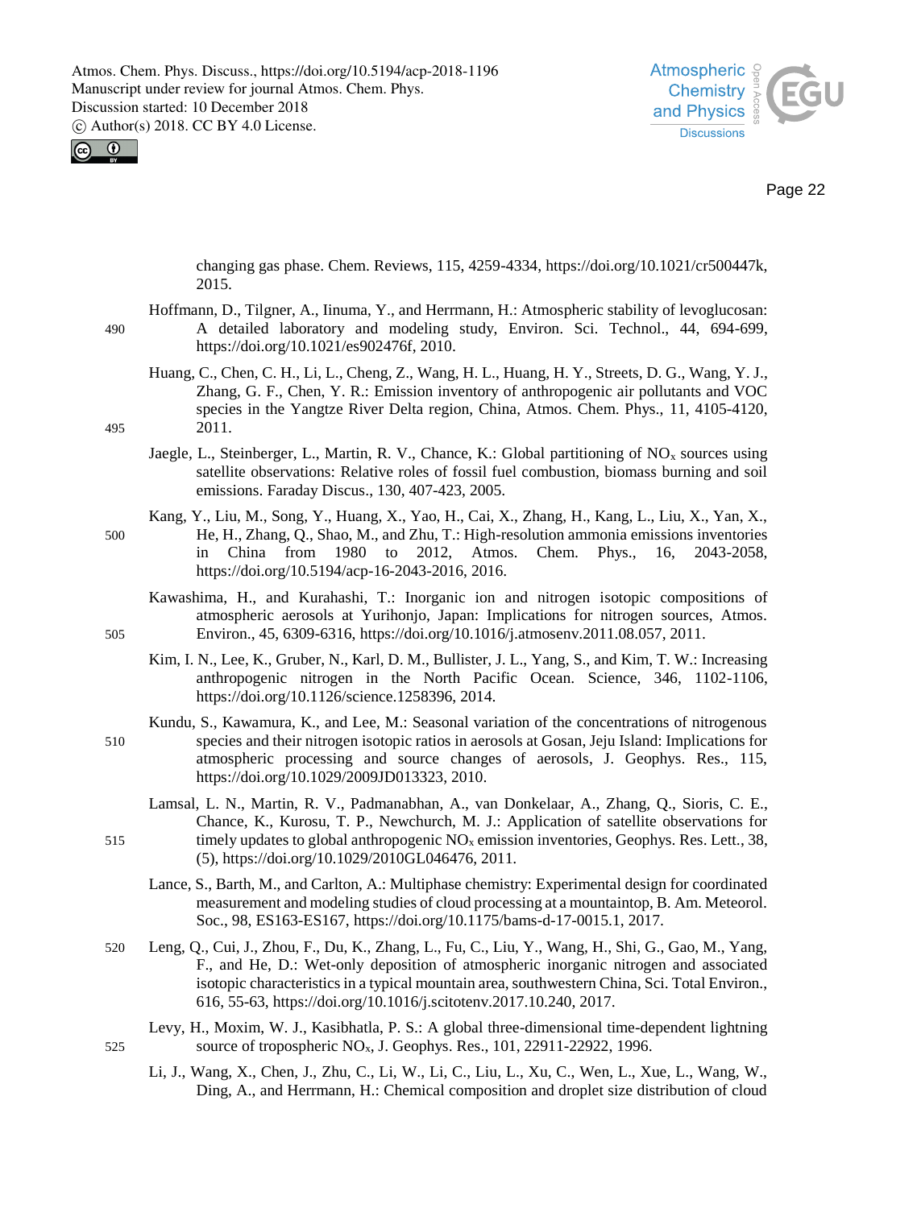changing gas phase. Chem. Reviews, 115, 4259-4334, https://doi.org/10.1021/cr500447k, 2015.

Hoffmann, D., Tilgner, A., Iinuma, Y., and Herrmann, H.: Atmospheric stability of levoglucosan: A detailed laboratory and modeling study, Environ. Sci. Technol., 44, 694-699, https://doi.org/10.1021/es902476f, 2010.

Huang, C., Chen, C. H., Li, L., Cheng, Z., Wang, H. L., Huang, H. Y., Streets, D. G., Wang, Y. J., Zhang, G. F., Chen, Y. R.: Emission inventory of anthropogenic air pollutants and VOC species in the Yangtze River Delta region, China, Atmos. Chem. Phys., 11, 4105-4120, 2011.

Jaegle, L., Steinberger, L., Martin, R. V., Chance, K.: Global partitioning of $NO_x$ sources using satellite observations: Relative roles of fossil fuel combustion, biomass burning and soil emissions. Faraday Discus., 130, 407-423, 2005.

Kang, Y., Liu, M., Song, Y., Huang, X., Yao, H., Cai, X., Zhang, H., Kang, L., Liu, X., Yan, X., He, H., Zhang, Q., Shao, M., and Zhu, T.: High-resolution ammonia emissions inventories in China from 1980 to 2012, Atmos. Chem. Phys., 16, 2043-2058, https://doi.org/10.5194/acp-16-2043-2016, 2016.

Kawashima, H., and Kurahashi, T.: Inorganic ion and nitrogen isotopic compositions of atmospheric aerosols at Yurihonjo, Japan: Implications for nitrogen sources, Atmos. Environ., 45, 6309-6316, https://doi.org/10.1016/j.atmosenv.2011.08.057, 2011.

Kim, I. N., Lee, K., Gruber, N., Karl, D. M., Bullister, J. L., Yang, S., and Kim, T. W.: Increasing anthropogenic nitrogen in the North Pacific Ocean. Science, 346, 1102-1106, https://doi.org/10.1126/science.1258396, 2014.

Kundu, S., Kawamura, K., and Lee, M.: Seasonal variation of the concentrations of nitrogenous species and their nitrogen isotopic ratios in aerosols at Gosan, Jeju Island: Implications for atmospheric processing and source changes of aerosols, J. Geophys. Res., 115, https://doi.org/10.1029/2009JD013323, 2010.

Lamsal, L. N., Martin, R. V., Padmanabhan, A., van Donkelaar, A., Zhang, Q., Sioris, C. E., Chance, K., Kurosu, T. P., Newchurch, M. J.: Application of satellite observations for timely updates to global anthropogenic $NO_x$ emission inventories, Geophys. Res. Lett., 38, (5), https://doi.org/10.1029/2010GL046476, 2011.

Lance, S., Barth, M., and Carlton, A.: Multiphase chemistry: Experimental design for coordinated measurement and modeling studies of cloud processing at a mountaintop, B. Am. Meteorol. Soc., 98, ES163-ES167, https://doi.org/10.1175/bams-d-17-0015.1, 2017.

Leng, Q., Cui, J., Zhou, F., Du, K., Zhang, L., Fu, C., Liu, Y., Wang, H., Shi, G., Gao, M., Yang, F., and He, D.: Wet-only deposition of atmospheric inorganic nitrogen and associated isotopic characteristics in a typical mountain area, southwestern China, Sci. Total Environ., 616, 55-63, https://doi.org/10.1016/j.scitotenv.2017.10.240, 2017.

Levy, H., Moxim, W. J., Kasibhatla, P. S.: A global three-dimensional time-dependent lightning source of tropospheric $NO_x$, J. Geophys. Res., 101, 22911-22922, 1996.

Li, J., Wang, X., Chen, J., Zhu, C., Li, W., Li, C., Liu, L., Xu, C., Wen, L., Xue, L., Wang, W., Ding, A., and Herrmann, H.: Chemical composition and droplet size distribution of cloud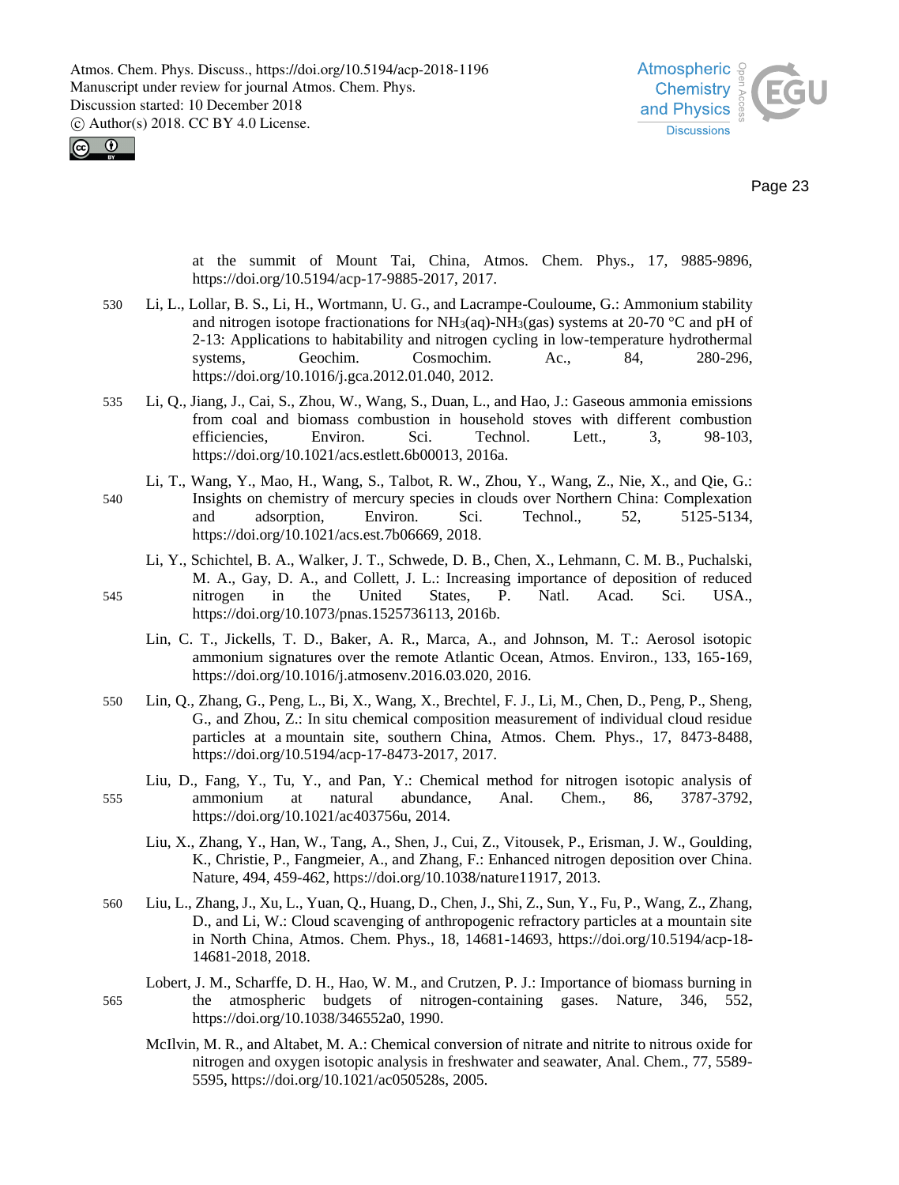at the summit of Mount Tai, China, Atmos. Chem. Phys., 17, 9885-9896, https://doi.org/10.5194/acp-17-9885-2017, 2017.

Li, L., Lollar, B. S., Li, H., Wortmann, U. G., and Lacrampe-Couloume, G.: Ammonium stability and nitrogen isotope fractionations for $NH_3$(aq)-$NH_3$(gas) systems at 20-70 °C and pH of 2-13: Applications to habitability and nitrogen cycling in low-temperature hydrothermal systems, Geochim. Cosmochim. Ac., 84, 280-296, https://doi.org/10.1016/j.gca.2012.01.040, 2012.

Li, Q., Jiang, J., Cai, S., Zhou, W., Wang, S., Duan, L., and Hao, J.: Gaseous ammonia emissions from coal and biomass combustion in household stoves with different combustion efficiencies, Environ. Sci. Technol. Lett., 3, 98-103, https://doi.org/10.1021/acs.estlett.6b00013, 2016a.

Li, T., Wang, Y., Mao, H., Wang, S., Talbot, R. W., Zhou, Y., Wang, Z., Nie, X., and Qie, G.: Insights on chemistry of mercury species in clouds over Northern China: Complexation and adsorption, Environ. Sci. Technol., 52, 5125-5134, https://doi.org/10.1021/acs.est.7b06669, 2018.

Li, Y., Schichtel, B. A., Walker, J. T., Schwede, D. B., Chen, X., Lehmann, C. M. B., Puchalski, M. A., Gay, D. A., and Collett, J. L.: Increasing importance of deposition of reduced nitrogen in the United States, P. Natl. Acad. Sci. USA., https://doi.org/10.1073/pnas.1525736113, 2016b.

Lin, C. T., Jickells, T. D., Baker, A. R., Marca, A., and Johnson, M. T.: Aerosol isotopic ammonium signatures over the remote Atlantic Ocean, Atmos. Environ., 133, 165-169, https://doi.org/10.1016/j.atmosenv.2016.03.020, 2016.

Lin, Q., Zhang, G., Peng, L., Bi, X., Wang, X., Brechtel, F. J., Li, M., Chen, D., Peng, P., Sheng, G., and Zhou, Z.: In situ chemical composition measurement of individual cloud residue particles at a mountain site, southern China, Atmos. Chem. Phys., 17, 8473-8488, https://doi.org/10.5194/acp-17-8473-2017, 2017.

Liu, D., Fang, Y., Tu, Y., and Pan, Y.: Chemical method for nitrogen isotopic analysis of ammonium at natural abundance, Anal. Chem., 86, 3787-3792, https://doi.org/10.1021/ac403756u, 2014.

Liu, X., Zhang, Y., Han, W., Tang, A., Shen, J., Cui, Z., Vitousek, P., Erisman, J. W., Goulding, K., Christie, P., Fangmeier, A., and Zhang, F.: Enhanced nitrogen deposition over China. Nature, 494, 459-462, https://doi.org/10.1038/nature11917, 2013.

Liu, L., Zhang, J., Xu, L., Yuan, Q., Huang, D., Chen, J., Shi, Z., Sun, Y., Fu, P., Wang, Z., Zhang, D., and Li, W.: Cloud scavenging of anthropogenic refractory particles at a mountain site in North China, Atmos. Chem. Phys., 18, 14681-14693, https://doi.org/10.5194/acp-18-14681-2018, 2018.

Lobert, J. M., Scharffe, D. H., Hao, W. M., and Crutzen, P. J.: Importance of biomass burning in the atmospheric budgets of nitrogen-containing gases. Nature, 346, 552, https://doi.org/10.1038/346552a0, 1990.

McIlvin, M. R., and Altabet, M. A.: Chemical conversion of nitrate and nitrite to nitrous oxide for nitrogen and oxygen isotopic analysis in freshwater and seawater, Anal. Chem., 77, 5589-5595, https://doi.org/10.1021/ac050528s, 2005.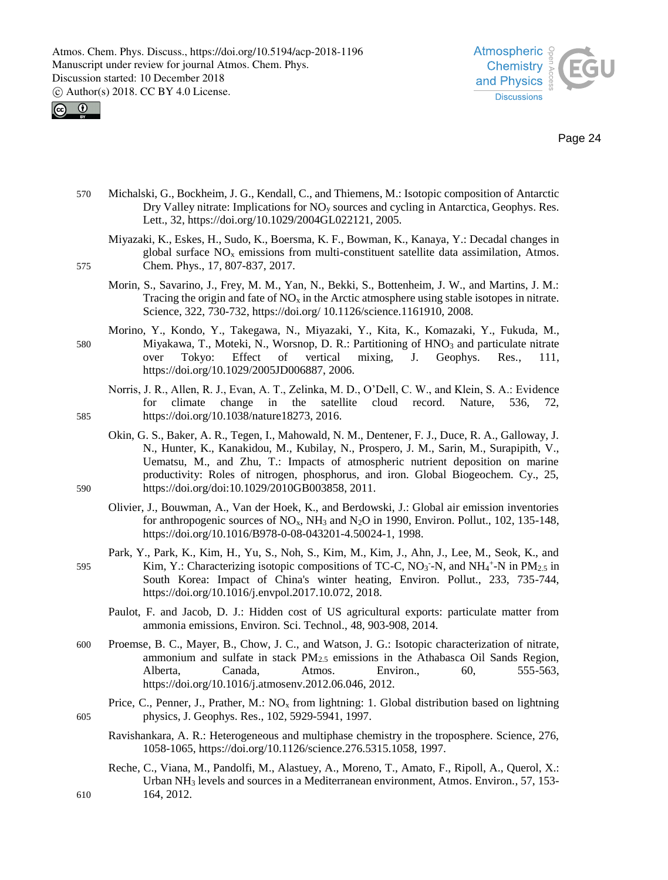Michalski, G., Bockheim, J. G., Kendall, C., and Thiemens, M.: Isotopic composition of Antarctic Dry Valley nitrate: Implications for $NO_y$ sources and cycling in Antarctica, Geophys. Res. Lett., 32, https://doi.org/10.1029/2004GL022121, 2005.

Miyazaki, K., Eskes, H., Sudo, K., Boersma, K. F., Bowman, K., Kanaya, Y.: Decadal changes in global surface $NO_x$ emissions from multi-constituent satellite data assimilation, Atmos. Chem. Phys., 17, 807-837, 2017.

Morin, S., Savarino, J., Frey, M. M., Yan, N., Bekki, S., Bottenheim, J. W., and Martins, J. M.: Tracing the origin and fate of $NO_x$ in the Arctic atmosphere using stable isotopes in nitrate. Science, 322, 730-732, https://doi.org/ 10.1126/science.1161910, 2008.

Morino, Y., Kondo, Y., Takegawa, N., Miyazaki, Y., Kita, K., Komazaki, Y., Fukuda, M., Miyakawa, T., Moteki, N., Worsnop, D. R.: Partitioning of $HNO_3$ and particulate nitrate over Tokyo: Effect of vertical mixing, J. Geophys. Res., 111, https://doi.org/10.1029/2005JD006887, 2006.

Norris, J. R., Allen, R. J., Evan, A. T., Zelinka, M. D., O'Dell, C. W., and Klein, S. A.: Evidence for climate change in the satellite cloud record. Nature, 536, 72, https://doi.org/10.1038/nature18273, 2016.

Okin, G. S., Baker, A. R., Tegen, I., Mahowald, N. M., Dentener, F. J., Duce, R. A., Galloway, J. N., Hunter, K., Kanakidou, M., Kubilay, N., Prospero, J. M., Sarin, M., Surapipith, V., Uematsu, M., and Zhu, T.: Impacts of atmospheric nutrient deposition on marine productivity: Roles of nitrogen, phosphorus, and iron. Global Biogeochem. Cy., 25, https://doi.org/doi:10.1029/2010GB003858, 2011.

Olivier, J., Bouwman, A., Van der Hoek, K., and Berdowski, J.: Global air emission inventories for anthropogenic sources of $NO_x$, $NH_3$ and $N_2O$ in 1990, Environ. Pollut., 102, 135-148, https://doi.org/10.1016/B978-0-08-043201-4.50024-1, 1998.

Park, Y., Park, K., Kim, H., Yu, S., Noh, S., Kim, M., Kim, J., Ahn, J., Lee, M., Seok, K., and Kim, Y.: Characterizing isotopic compositions of TC-C, $NO_3^-$-N, and $NH_4^+$-N in $PM_{2.5}$ in South Korea: Impact of China's winter heating, Environ. Pollut., 233, 735-744, https://doi.org/10.1016/j.envpol.2017.10.072, 2018.

Paulot, F. and Jacob, D. J.: Hidden cost of US agricultural exports: particulate matter from ammonia emissions, Environ. Sci. Technol., 48, 903-908, 2014.

Proemse, B. C., Mayer, B., Chow, J. C., and Watson, J. G.: Isotopic characterization of nitrate, ammonium and sulfate in stack $PM_{2.5}$ emissions in the Athabasca Oil Sands Region, Alberta, Canada, Atmos. Environ., 60, 555-563, https://doi.org/10.1016/j.atmosenv.2012.06.046, 2012.

Price, C., Penner, J., Prather, M.: $NO_x$ from lightning: 1. Global distribution based on lightning physics, J. Geophys. Res., 102, 5929-5941, 1997.

Ravishankara, A. R.: Heterogeneous and multiphase chemistry in the troposphere. Science, 276, 1058-1065, https://doi.org/10.1126/science.276.5315.1058, 1997.

Reche, C., Viana, M., Pandolfi, M., Alastuey, A., Moreno, T., Amato, F., Ripoll, A., Querol, X.: Urban $NH_3$ levels and sources in a Mediterranean environment, Atmos. Environ., 57, 153-164, 2012.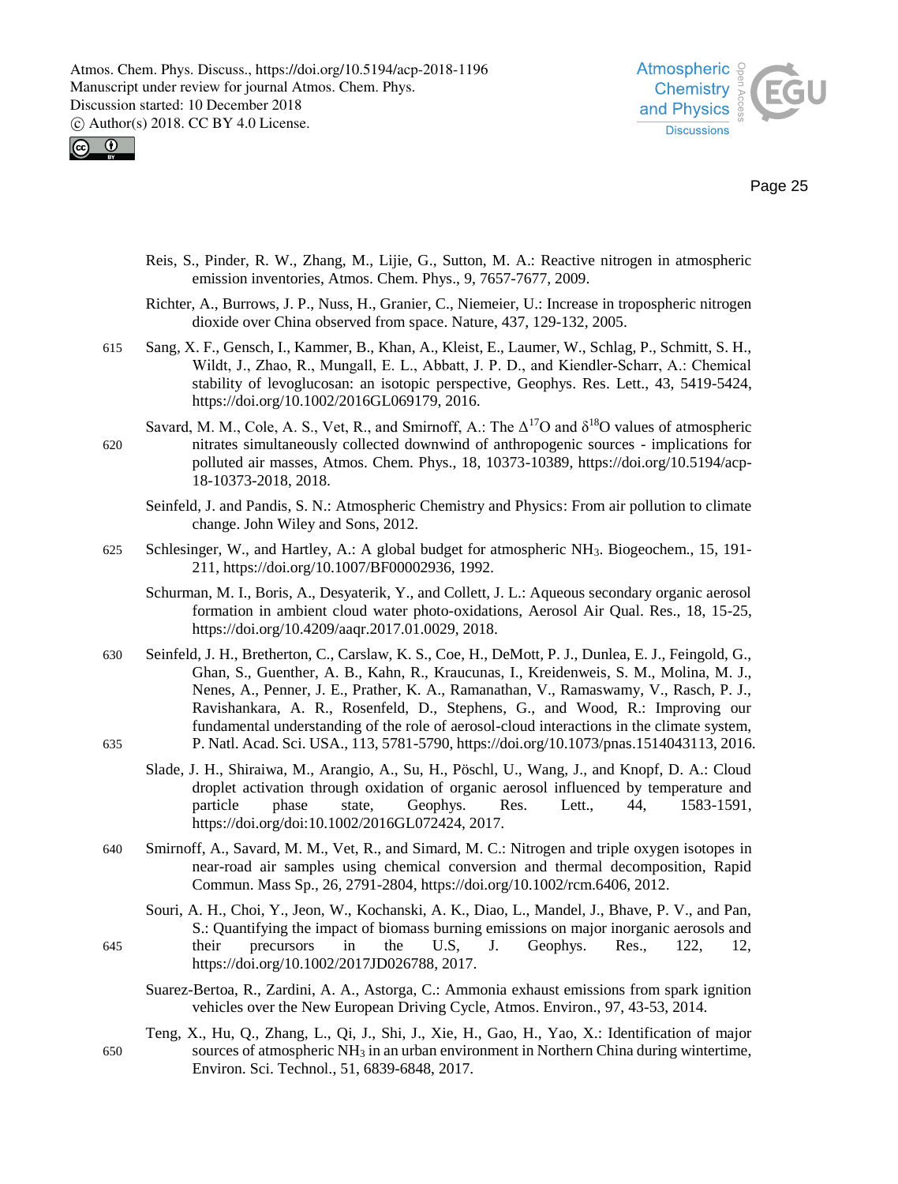Reis, S., Pinder, R. W., Zhang, M., Lijie, G., Sutton, M. A.: Reactive nitrogen in atmospheric emission inventories, Atmos. Chem. Phys., 9, 7657-7677, 2009.

Richter, A., Burrows, J. P., Nuss, H., Granier, C., Niemeier, U.: Increase in tropospheric nitrogen dioxide over China observed from space. Nature, 437, 129-132, 2005.

Sang, X. F., Gensch, I., Kammer, B., Khan, A., Kleist, E., Laumer, W., Schlag, P., Schmitt, S. H., Wildt, J., Zhao, R., Mungall, E. L., Abbatt, J. P. D., and Kiendler-Scharr, A.: Chemical stability of levoglucosan: an isotopic perspective, Geophys. Res. Lett., 43, 5419-5424, https://doi.org/10.1002/2016GL069179, 2016.

Savard, M. M., Cole, A. S., Vet, R., and Smirnoff, A.: The $\Delta^{17}O$ and $\delta^{18}O$ values of atmospheric nitrates simultaneously collected downwind of anthropogenic sources - implications for polluted air masses, Atmos. Chem. Phys., 18, 10373-10389, https://doi.org/10.5194/acp-18-10373-2018, 2018.

Seinfeld, J. and Pandis, S. N.: Atmospheric Chemistry and Physics: From air pollution to climate change. John Wiley and Sons, 2012.

Schlesinger, W., and Hartley, A.: A global budget for atmospheric $NH_3$. Biogeochem., 15, 191-211, https://doi.org/10.1007/BF00002936, 1992.

Schurman, M. I., Boris, A., Desyaterik, Y., and Collett, J. L.: Aqueous secondary organic aerosol formation in ambient cloud water photo-oxidations, Aerosol Air Qual. Res., 18, 15-25, https://doi.org/10.4209/aaqr.2017.01.0029, 2018.

Seinfeld, J. H., Bretherton, C., Carslaw, K. S., Coe, H., DeMott, P. J., Dunlea, E. J., Feingold, G., Ghan, S., Guenther, A. B., Kahn, R., Kraucunas, I., Kreidenweis, S. M., Molina, M. J., Nenes, A., Penner, J. E., Prather, K. A., Ramanathan, V., Ramaswamy, V., Rasch, P. J., Ravishankara, A. R., Rosenfeld, D., Stephens, G., and Wood, R.: Improving our fundamental understanding of the role of aerosol-cloud interactions in the climate system, P. Natl. Acad. Sci. USA., 113, 5781-5790, https://doi.org/10.1073/pnas.1514043113, 2016.

Slade, J. H., Shiraiwa, M., Arangio, A., Su, H., Pöschl, U., Wang, J., and Knopf, D. A.: Cloud droplet activation through oxidation of organic aerosol influenced by temperature and particle phase state, Geophys. Res. Lett., 44, 1583-1591, https://doi.org/doi:10.1002/2016GL072424, 2017.

Smirnoff, A., Savard, M. M., Vet, R., and Simard, M. C.: Nitrogen and triple oxygen isotopes in near-road air samples using chemical conversion and thermal decomposition, Rapid Commun. Mass Sp., 26, 2791-2804, https://doi.org/10.1002/rcm.6406, 2012.

Souri, A. H., Choi, Y., Jeon, W., Kochanski, A. K., Diao, L., Mandel, J., Bhave, P. V., and Pan, S.: Quantifying the impact of biomass burning emissions on major inorganic aerosols and their precursors in the U.S, J. Geophys. Res., 122, 12, https://doi.org/10.1002/2017JD026788, 2017.

Suarez-Bertoa, R., Zardini, A. A., Astorga, C.: Ammonia exhaust emissions from spark ignition vehicles over the New European Driving Cycle, Atmos. Environ., 97, 43-53, 2014.

Teng, X., Hu, Q., Zhang, L., Qi, J., Shi, J., Xie, H., Gao, H., Yao, X.: Identification of major sources of atmospheric $NH_3$ in an urban environment in Northern China during wintertime, Environ. Sci. Technol., 51, 6839-6848, 2017.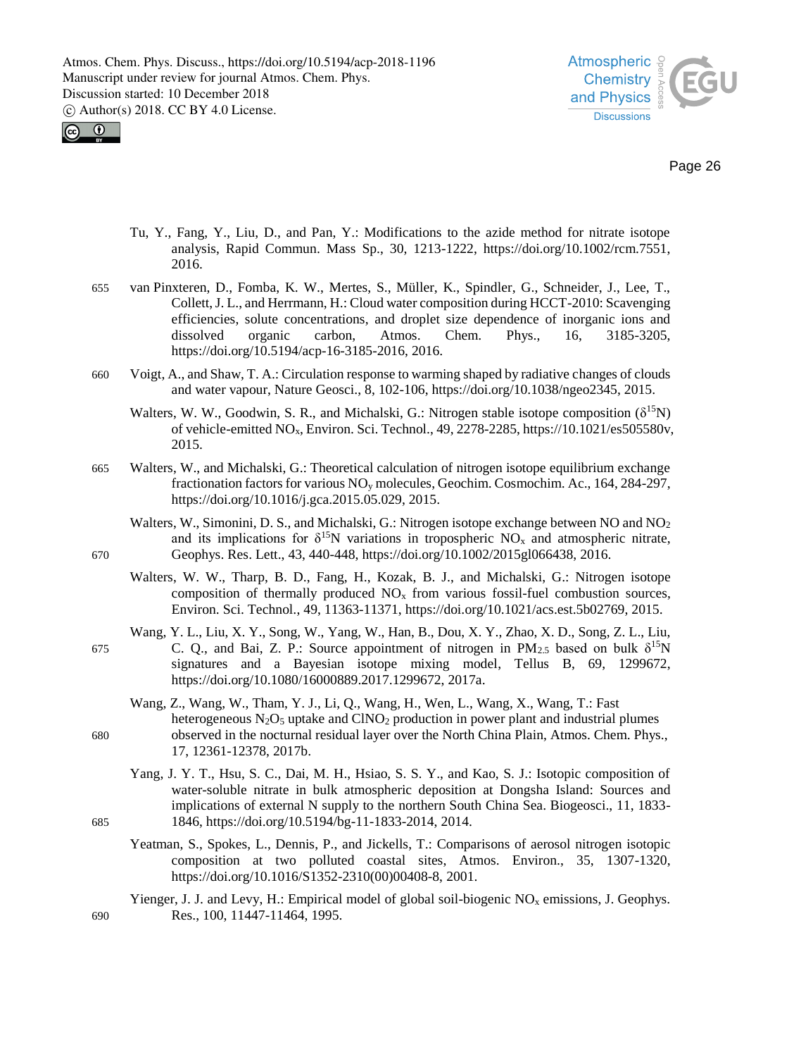Tu, Y., Fang, Y., Liu, D., and Pan, Y.: Modifications to the azide method for nitrate isotope analysis, Rapid Commun. Mass Sp., 30, 1213-1222, https://doi.org/10.1002/rcm.7551, 2016.

van Pinxteren, D., Fomba, K. W., Mertes, S., Müller, K., Spindler, G., Schneider, J., Lee, T., Collett, J. L., and Herrmann, H.: Cloud water composition during HCCT-2010: Scavenging efficiencies, solute concentrations, and droplet size dependence of inorganic ions and dissolved organic carbon, Atmos. Chem. Phys., 16, 3185-3205, https://doi.org/10.5194/acp-16-3185-2016, 2016.

Voigt, A., and Shaw, T. A.: Circulation response to warming shaped by radiative changes of clouds and water vapour, Nature Geosci., 8, 102-106, https://doi.org/10.1038/ngeo2345, 2015.

Walters, W. W., Goodwin, S. R., and Michalski, G.: Nitrogen stable isotope composition ($\delta^{15}N$) of vehicle-emitted $NO_x$, Environ. Sci. Technol., 49, 2278-2285, https://10.1021/es505580v, 2015.

Walters, W., and Michalski, G.: Theoretical calculation of nitrogen isotope equilibrium exchange fractionation factors for various $NO_y$ molecules, Geochim. Cosmochim. Ac., 164, 284-297, https://doi.org/10.1016/j.gca.2015.05.029, 2015.

Walters, W., Simonini, D. S., and Michalski, G.: Nitrogen isotope exchange between NO and $NO_2$ and its implications for $\delta^{15}N$ variations in tropospheric $NO_x$ and atmospheric nitrate, Geophys. Res. Lett., 43, 440-448, https://doi.org/10.1002/2015gl066438, 2016.

Walters, W. W., Tharp, B. D., Fang, H., Kozak, B. J., and Michalski, G.: Nitrogen isotope composition of thermally produced $NO_x$ from various fossil-fuel combustion sources, Environ. Sci. Technol., 49, 11363-11371, https://doi.org/10.1021/acs.est.5b02769, 2015.

Wang, Y. L., Liu, X. Y., Song, W., Yang, W., Han, B., Dou, X. Y., Zhao, X. D., Song, Z. L., Liu, C. Q., and Bai, Z. P.: Source appointment of nitrogen in $PM_{2.5}$ based on bulk $\delta^{15}N$ signatures and a Bayesian isotope mixing model, Tellus B, 69, 1299672, https://doi.org/10.1080/16000889.2017.1299672, 2017a.

Wang, Z., Wang, W., Tham, Y. J., Li, Q., Wang, H., Wen, L., Wang, X., Wang, T.: Fast heterogeneous $N_2O_5$ uptake and $ClNO_2$ production in power plant and industrial plumes observed in the nocturnal residual layer over the North China Plain, Atmos. Chem. Phys., 17, 12361-12378, 2017b.

Yang, J. Y. T., Hsu, S. C., Dai, M. H., Hsiao, S. S. Y., and Kao, S. J.: Isotopic composition of water-soluble nitrate in bulk atmospheric deposition at Dongsha Island: Sources and implications of external N supply to the northern South China Sea. Biogeosci., 11, 1833-1846, https://doi.org/10.5194/bg-11-1833-2014, 2014.

Yeatman, S., Spokes, L., Dennis, P., and Jickells, T.: Comparisons of aerosol nitrogen isotopic composition at two polluted coastal sites, Atmos. Environ., 35, 1307-1320, https://doi.org/10.1016/S1352-2310(00)00408-8, 2001.

Yienger, J. J. and Levy, H.: Empirical model of global soil-biogenic $NO_x$ emissions, J. Geophys. Res., 100, 11447-11464, 1995.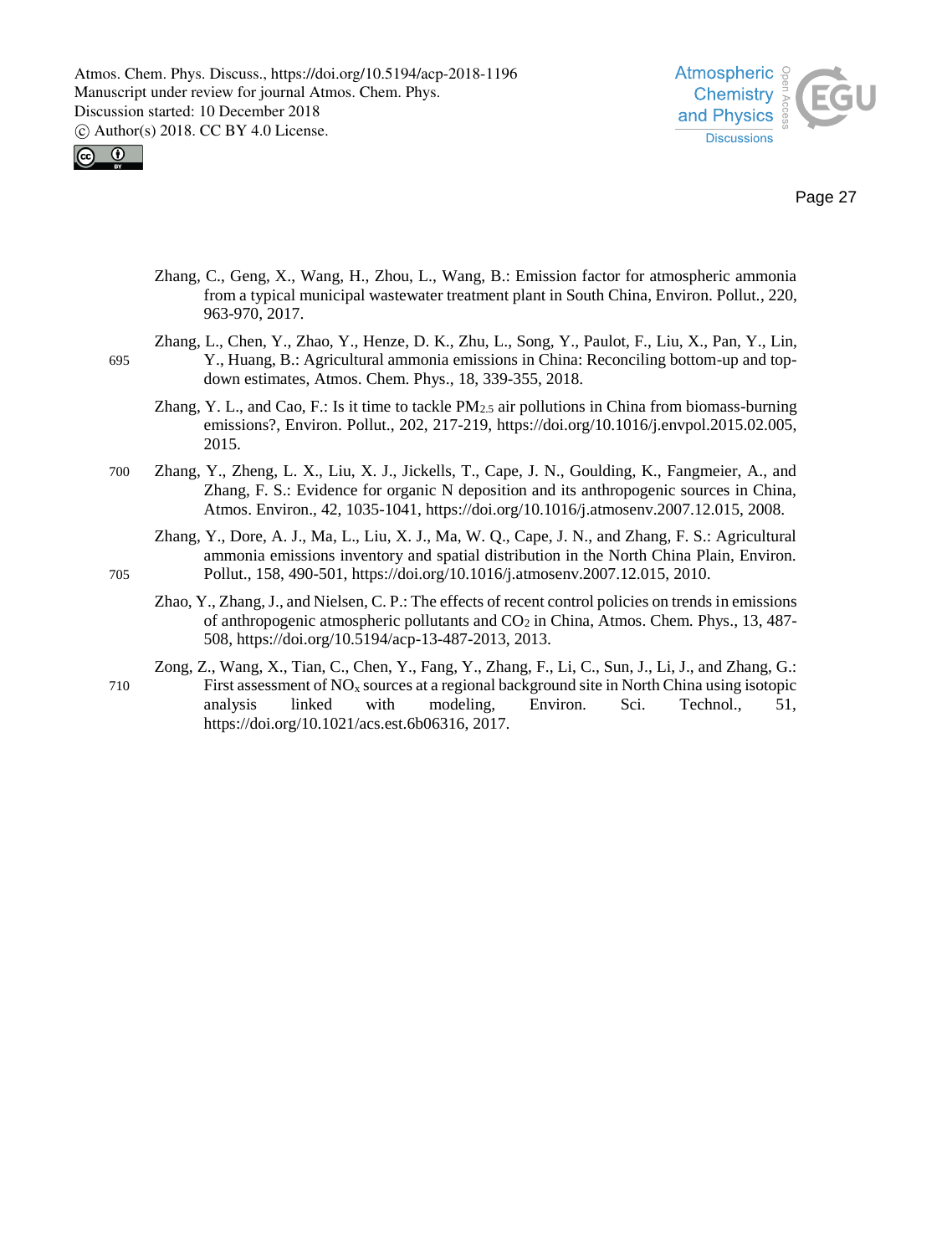Zhang, C., Geng, X., Wang, H., Zhou, L., Wang, B.: Emission factor for atmospheric ammonia from a typical municipal wastewater treatment plant in South China, Environ. Pollut., 220, 963-970, 2017.

Zhang, L., Chen, Y., Zhao, Y., Henze, D. K., Zhu, L., Song, Y., Paulot, F., Liu, X., Pan, Y., Lin, Y., Huang, B.: Agricultural ammonia emissions in China: Reconciling bottom-up and top-down estimates, Atmos. Chem. Phys., 18, 339-355, 2018.

Zhang, Y. L., and Cao, F.: Is it time to tackle $PM_{2.5}$ air pollutions in China from biomass-burning emissions?, Environ. Pollut., 202, 217-219, https://doi.org/10.1016/j.envpol.2015.02.005, 2015.

Zhang, Y., Zheng, L. X., Liu, X. J., Jickells, T., Cape, J. N., Goulding, K., Fangmeier, A., and Zhang, F. S.: Evidence for organic N deposition and its anthropogenic sources in China, Atmos. Environ., 42, 1035-1041, https://doi.org/10.1016/j.atmosenv.2007.12.015, 2008.

Zhang, Y., Dore, A. J., Ma, L., Liu, X. J., Ma, W. Q., Cape, J. N., and Zhang, F. S.: Agricultural ammonia emissions inventory and spatial distribution in the North China Plain, Environ. Pollut., 158, 490-501, https://doi.org/10.1016/j.atmosenv.2007.12.015, 2010.

Zhao, Y., Zhang, J., and Nielsen, C. P.: The effects of recent control policies on trends in emissions of anthropogenic atmospheric pollutants and $CO_2$ in China, Atmos. Chem. Phys., 13, 487-508, https://doi.org/10.5194/acp-13-487-2013, 2013.

Zong, Z., Wang, X., Tian, C., Chen, Y., Fang, Y., Zhang, F., Li, C., Sun, J., Li, J., and Zhang, G.: First assessment of $NO_x$ sources at a regional background site in North China using isotopic analysis linked with modeling, Environ. Sci. Technol., 51, https://doi.org/10.1021/acs.est.6b06316, 2017.